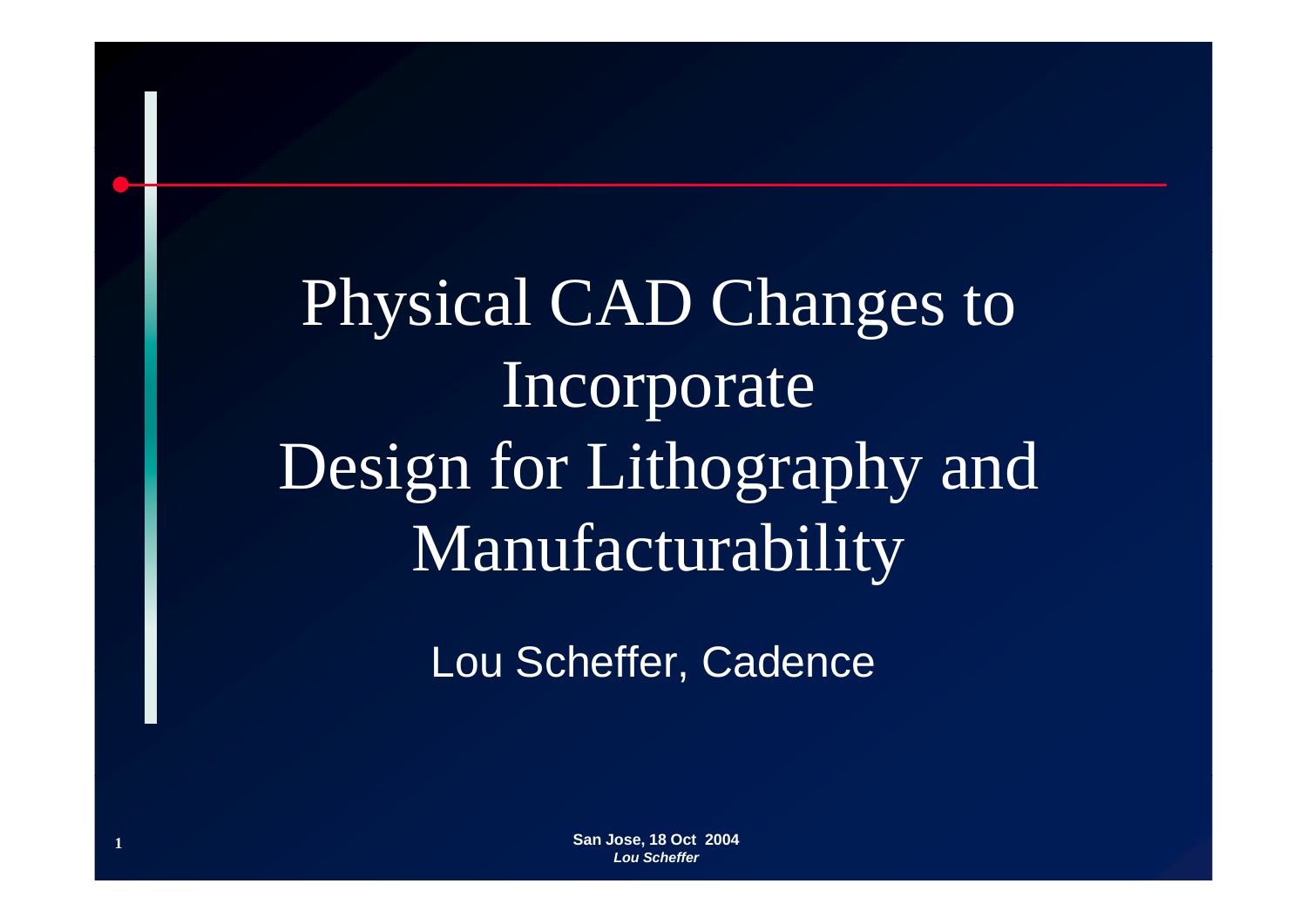# Physical CAD Changes to Incorporate Design for Lithography and Manufacturability

Lou Scheffer, Cadence

**San Jose, 18 Oct 2004**
***Lou Scheffer***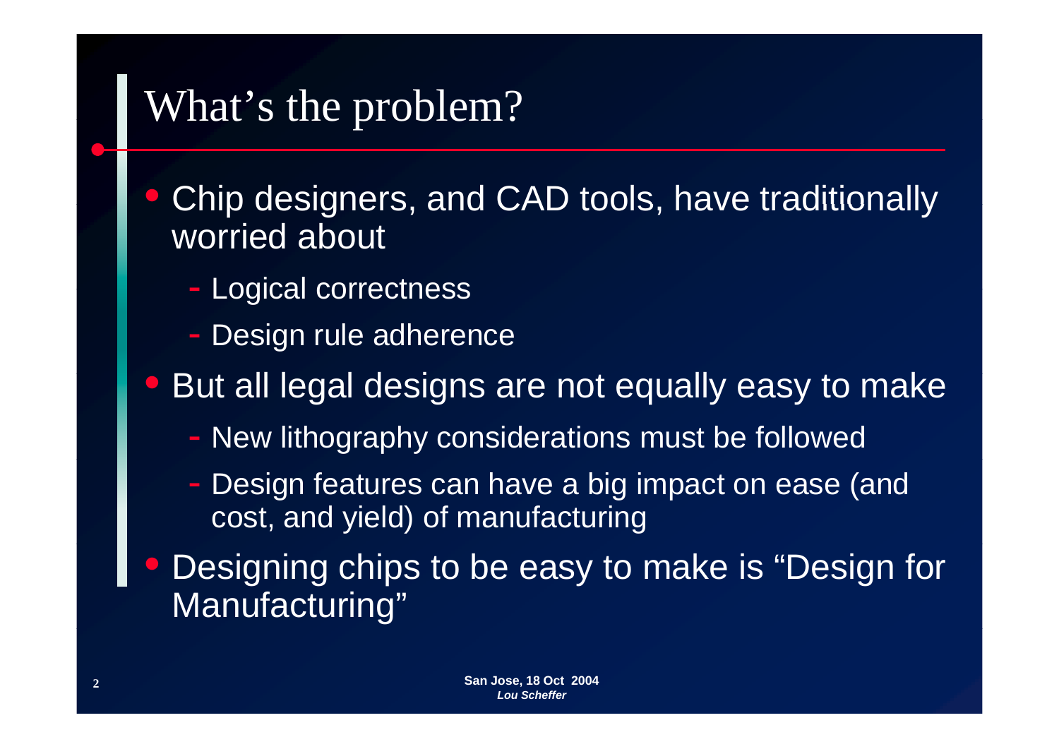# What's the problem?

- Chip designers, and CAD tools, have traditionally worried about
  - Logical correctness
  - Design rule adherence
- But all legal designs are not equally easy to make
  - New lithography considerations must be followed
  - Design features can have a big impact on ease (and cost, and yield) of manufacturing
- Designing chips to be easy to make is "Design for Manufacturing"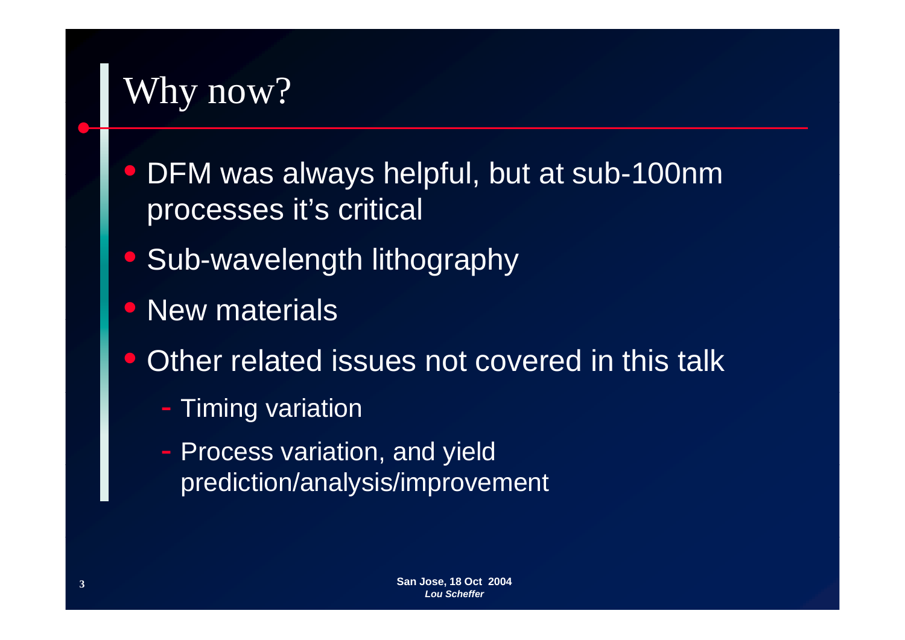# Why now?

- DFM was always helpful, but at sub-100nm processes it's critical
- Sub-wavelength lithography
- New materials
- Other related issues not covered in this talk
  - Timing variation
  - Process variation, and yield prediction/analysis/improvement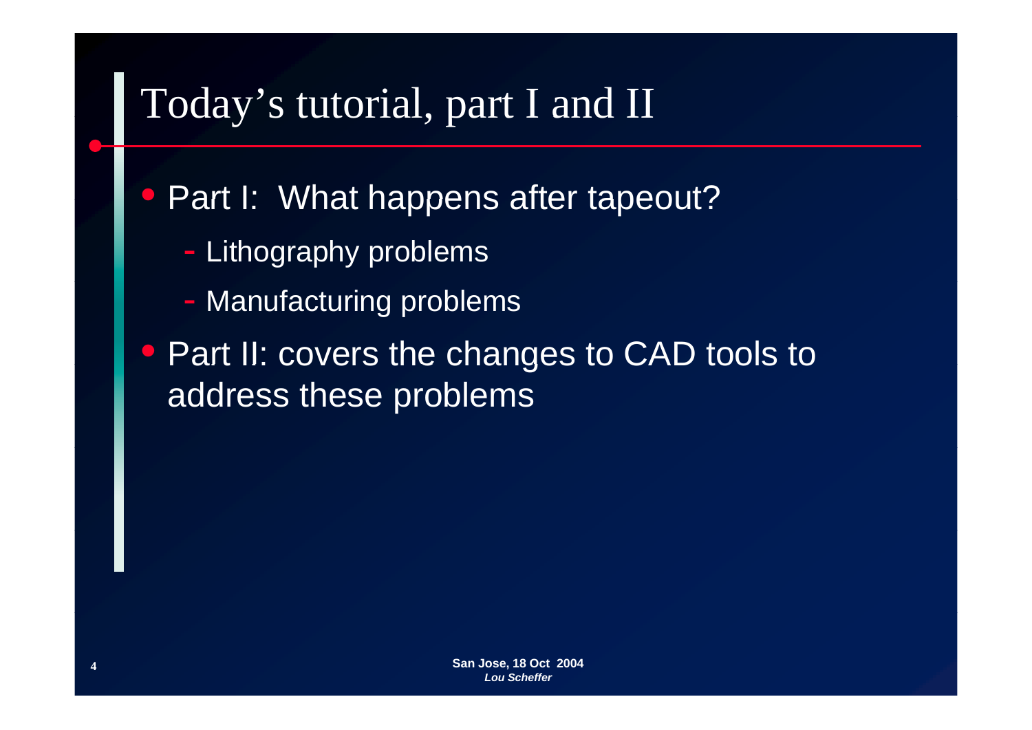# Today's tutorial, part I and II

- Part I: What happens after tapeout?
  - Lithography problems
  - Manufacturing problems
- Part II: covers the changes to CAD tools to address these problems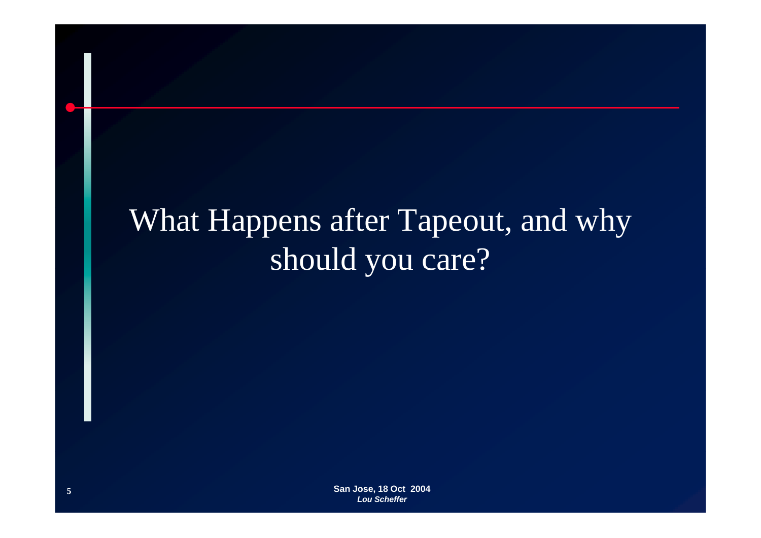# What Happens after Tapeout, and why should you care?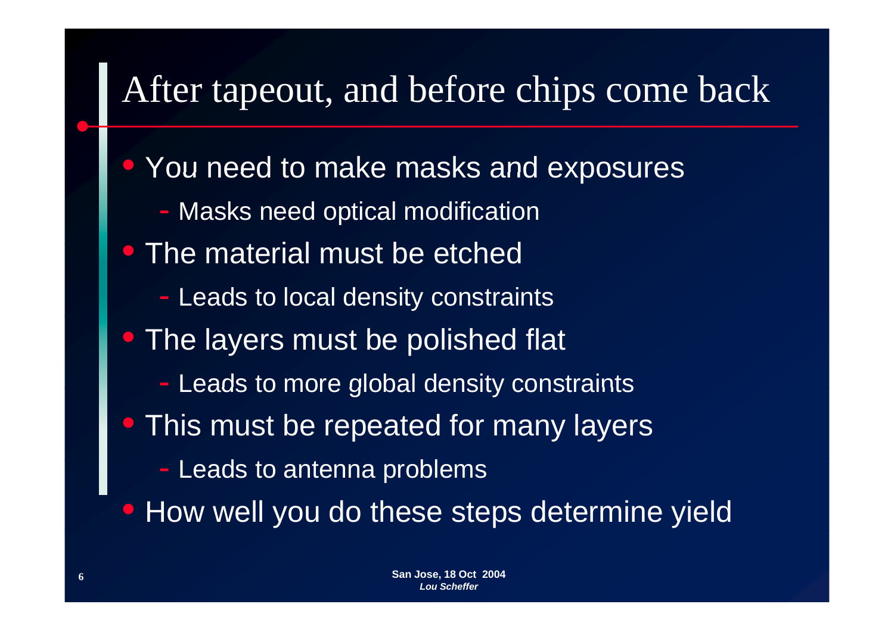# After tapeout, and before chips come back

- You need to make masks and exposures
  - Masks need optical modification
- The material must be etched
  - Leads to local density constraints
- The layers must be polished flat
  - Leads to more global density constraints
- This must be repeated for many layers
  - Leads to antenna problems
- How well you do these steps determine yield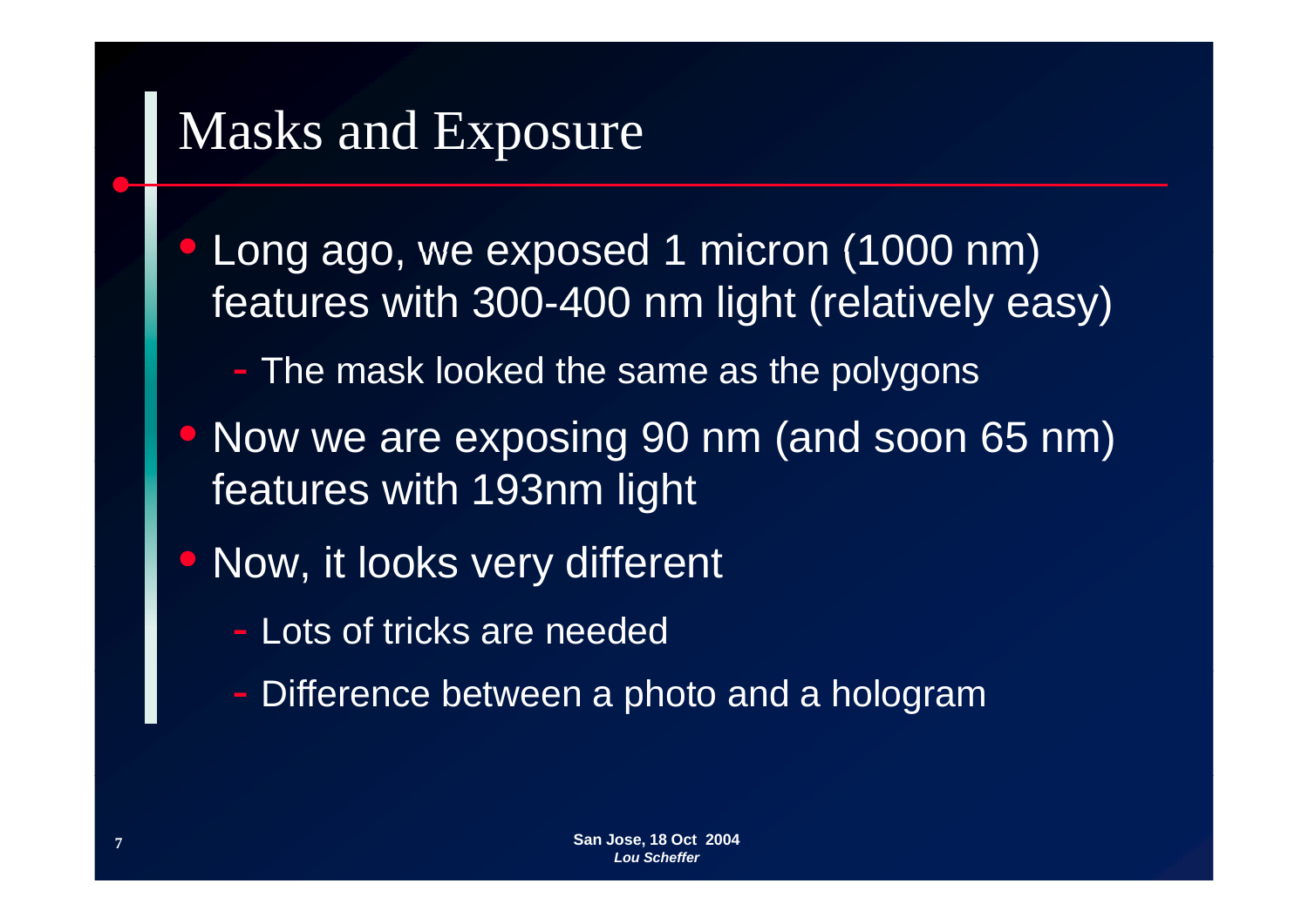# Masks and Exposure

- Long ago, we exposed 1 micron (1000 nm) features with 300-400 nm light (relatively easy)
  - The mask looked the same as the polygons
- Now we are exposing 90 nm (and soon 65 nm) features with 193nm light
- Now, it looks very different
  - Lots of tricks are needed
  - Difference between a photo and a hologram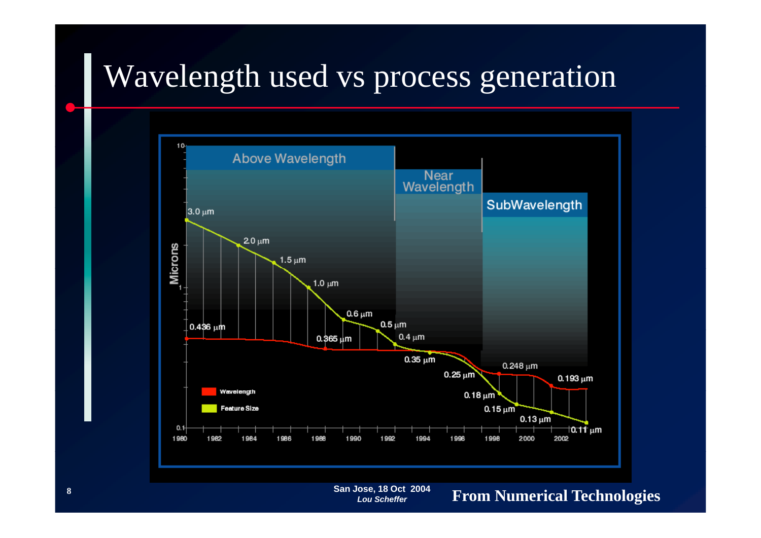# Wavelength used vs process generation

Above Wavelength

Near Wavelength

SubWavelength

Microns

3.0 µm

2.0 µm

1.5 µm

1.0 µm

0.6 µm

0.5 µm

0.4 µm

0.35 µm

0.25 µm

0.18 µm

0.15 µm

0.13 µm

0.11 µm

0.436 µm

0.365 µm

0.248 µm

0.193 µm

Wavelength

Feature Size

1980 1982 1984 1986 1988 1990 1992 1994 1996 1998 2000 2002

San Jose, 18 Oct 2004
*Lou Scheffer*

**From Numerical Technologies**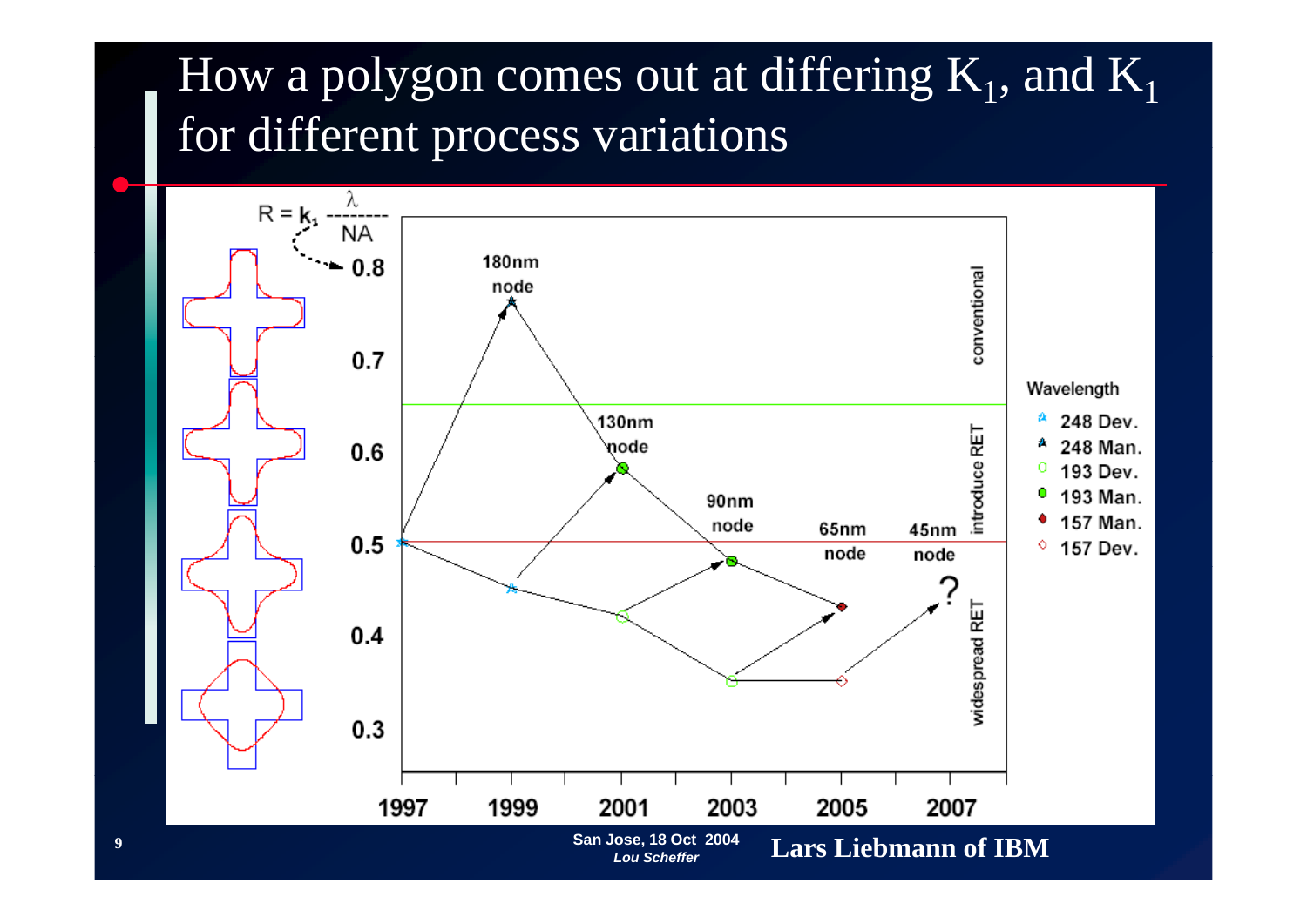# How a polygon comes out at differing $K_1$, and $K_1$ for different process variations

$$R = k_1 \frac{\lambda}{NA}$$

| Y-axis ($k_1$) |
|---|
| 0.8 |
| 0.7 |
| 0.6 |
| 0.5 |
| 0.4 |
| 0.3 |

Nodes: 180nm node, 130nm node, 90nm node, 65nm node, 45nm node ?

Regions: conventional; introduce RET; widespread RET

X-axis: 1997, 1999, 2001, 2003, 2005, 2007

Wavelength:
- 248 Dev.
- 248 Man.
- 193 Dev.
- 193 Man.
- 157 Man.
- 157 Dev.

San Jose, 18 Oct 2004
*Lou Scheffer*

**Lars Liebmann of IBM**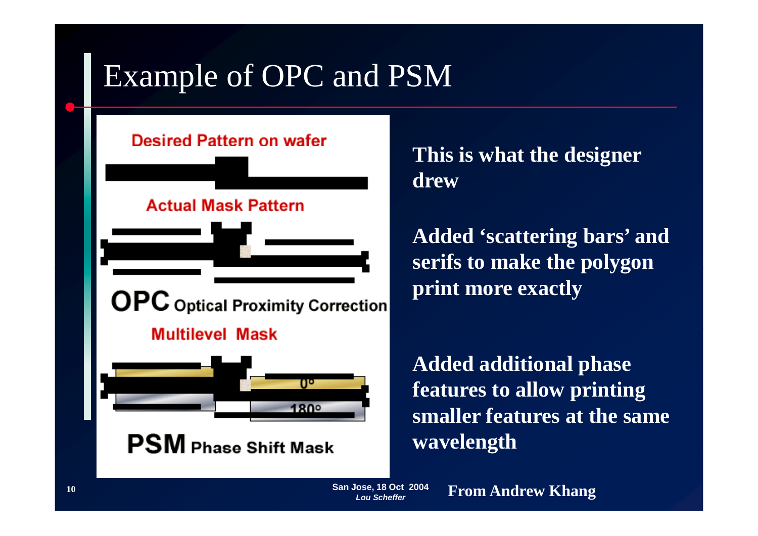# Example of OPC and PSM

Desired Pattern on wafer

Actual Mask Pattern

OPC Optical Proximity Correction

Multilevel Mask

0°

180°

PSM Phase Shift Mask

**This is what the designer drew**

**Added 'scattering bars' and serifs to make the polygon print more exactly**

**Added additional phase features to allow printing smaller features at the same wavelength**

**From Andrew Khang**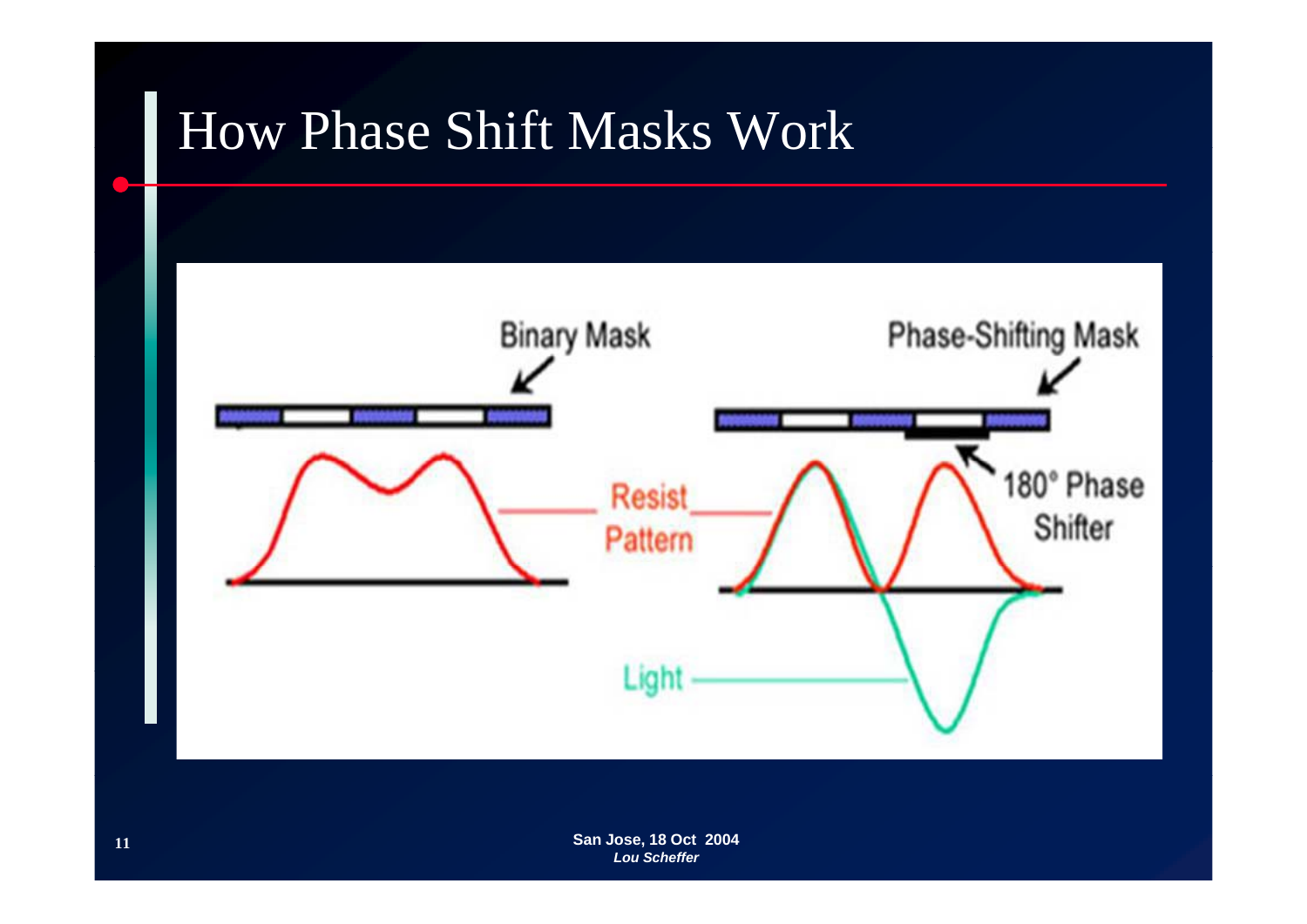# How Phase Shift Masks Work

Binary Mask

Phase-Shifting Mask

Resist Pattern

180° Phase Shifter

Light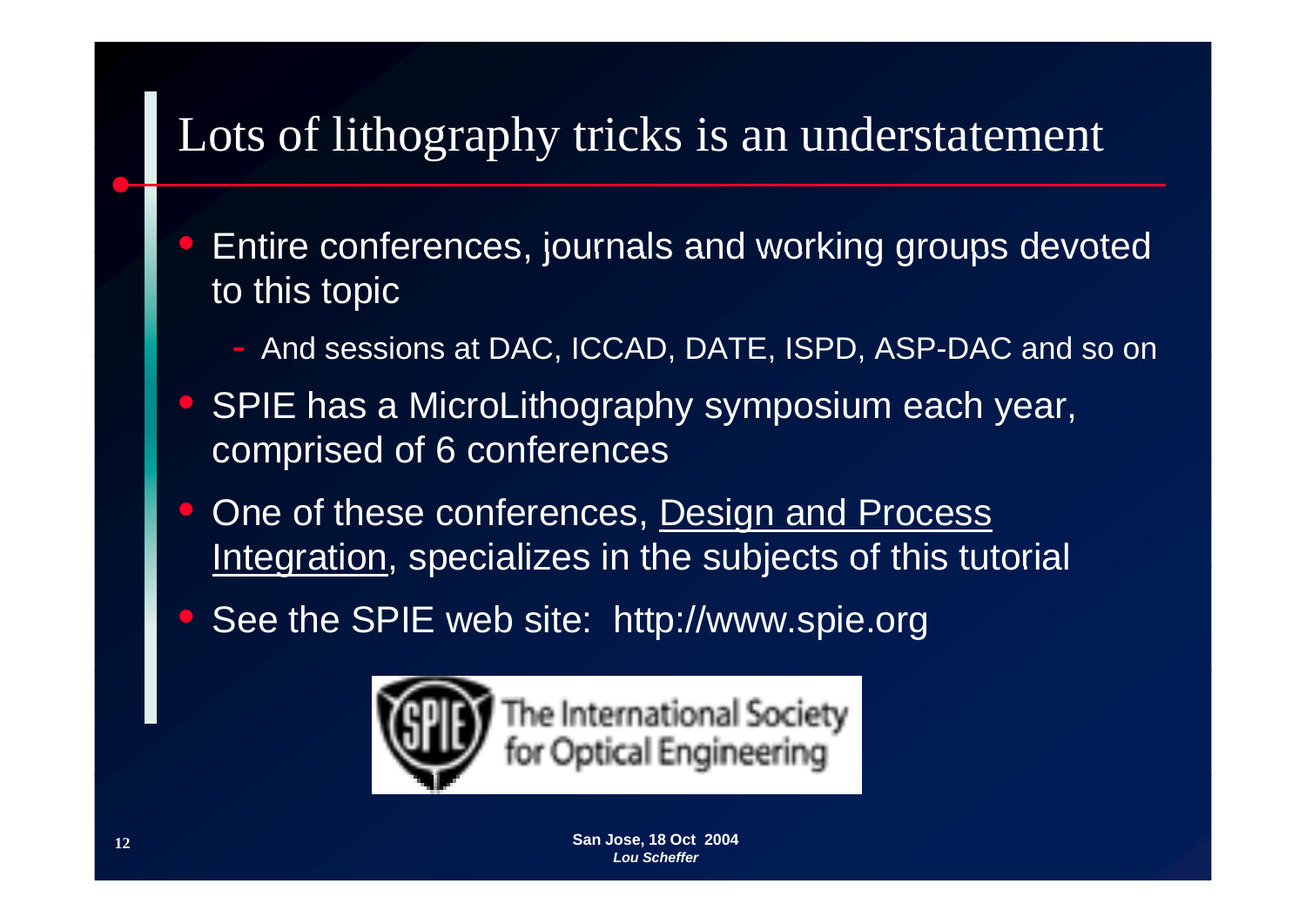# Lots of lithography tricks is an understatement

- Entire conferences, journals and working groups devoted to this topic
  - And sessions at DAC, ICCAD, DATE, ISPD, ASP-DAC and so on
- SPIE has a MicroLithography symposium each year, comprised of 6 conferences
- One of these conferences, Design and Process Integration, specializes in the subjects of this tutorial
- See the SPIE web site: http://www.spie.org

The International Society for Optical Engineering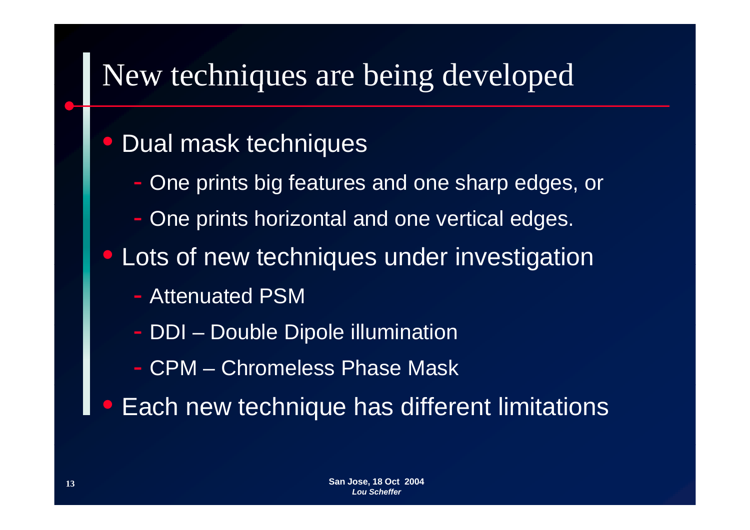# New techniques are being developed

- Dual mask techniques
  - One prints big features and one sharp edges, or
  - One prints horizontal and one vertical edges.
- Lots of new techniques under investigation
  - Attenuated PSM
  - DDI – Double Dipole illumination
  - CPM – Chromeless Phase Mask
- Each new technique has different limitations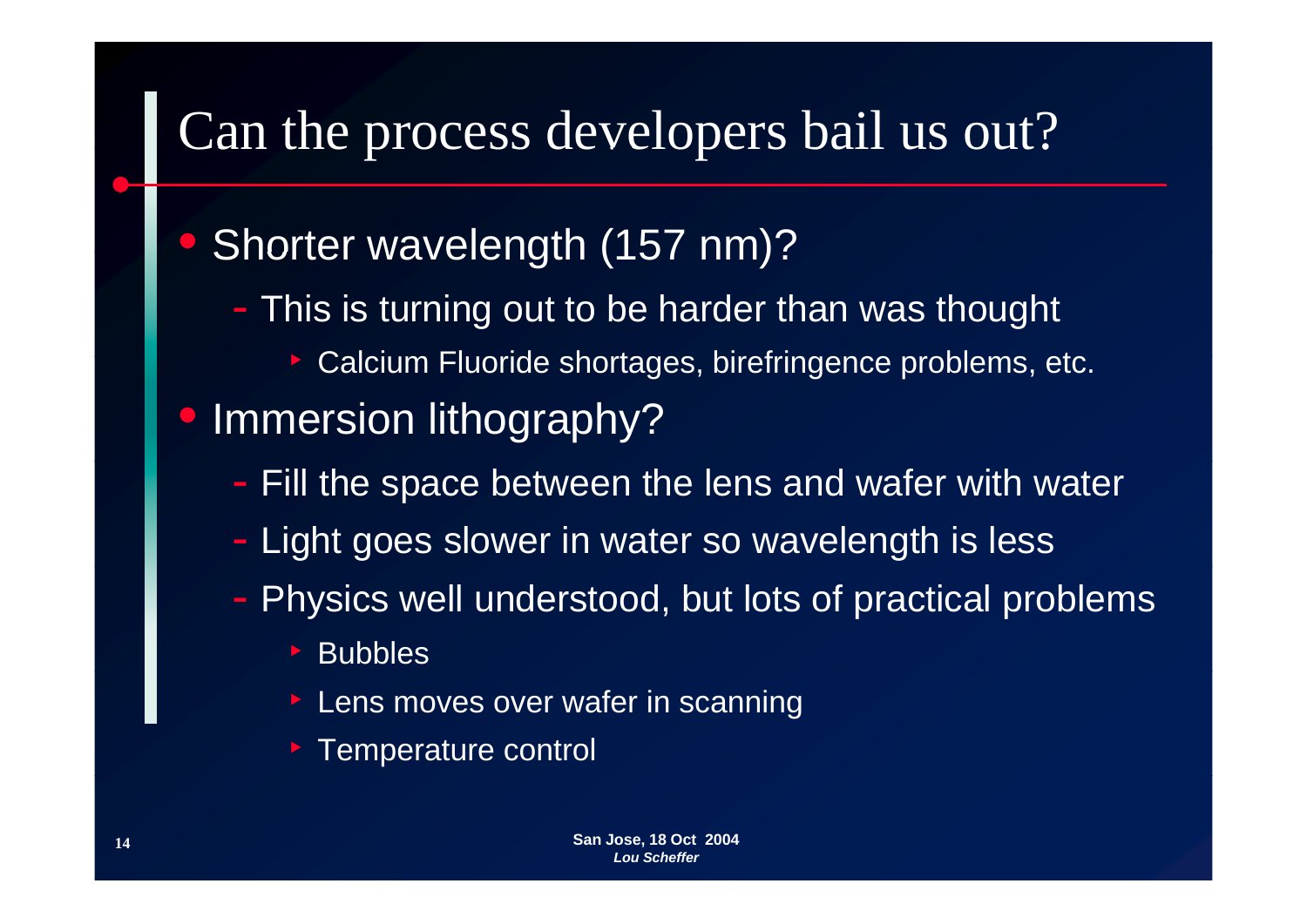# Can the process developers bail us out?

- Shorter wavelength (157 nm)?
  - This is turning out to be harder than was thought
    - Calcium Fluoride shortages, birefringence problems, etc.
- Immersion lithography?
  - Fill the space between the lens and wafer with water
  - Light goes slower in water so wavelength is less
  - Physics well understood, but lots of practical problems
    - Bubbles
    - Lens moves over wafer in scanning
    - Temperature control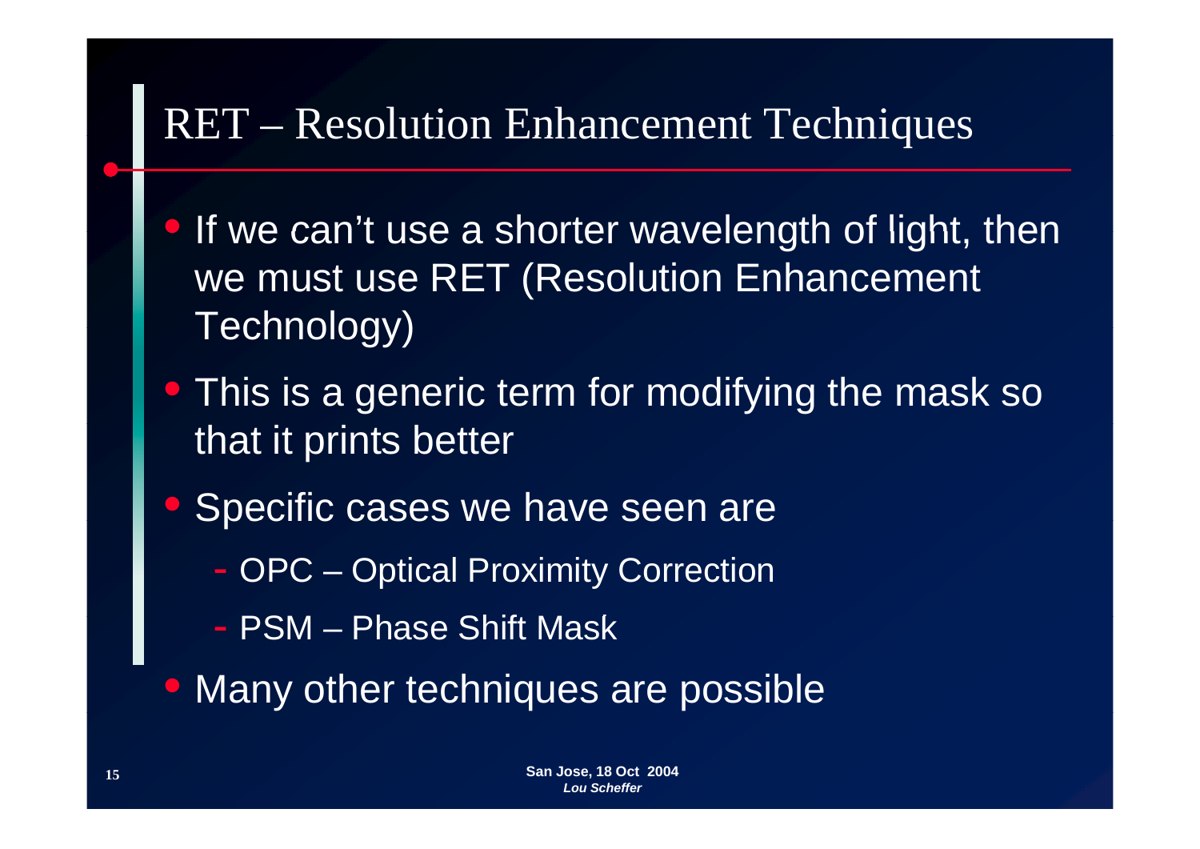# RET – Resolution Enhancement Techniques

- If we can't use a shorter wavelength of light, then we must use RET (Resolution Enhancement Technology)
- This is a generic term for modifying the mask so that it prints better
- Specific cases we have seen are
  - OPC – Optical Proximity Correction
  - PSM – Phase Shift Mask
- Many other techniques are possible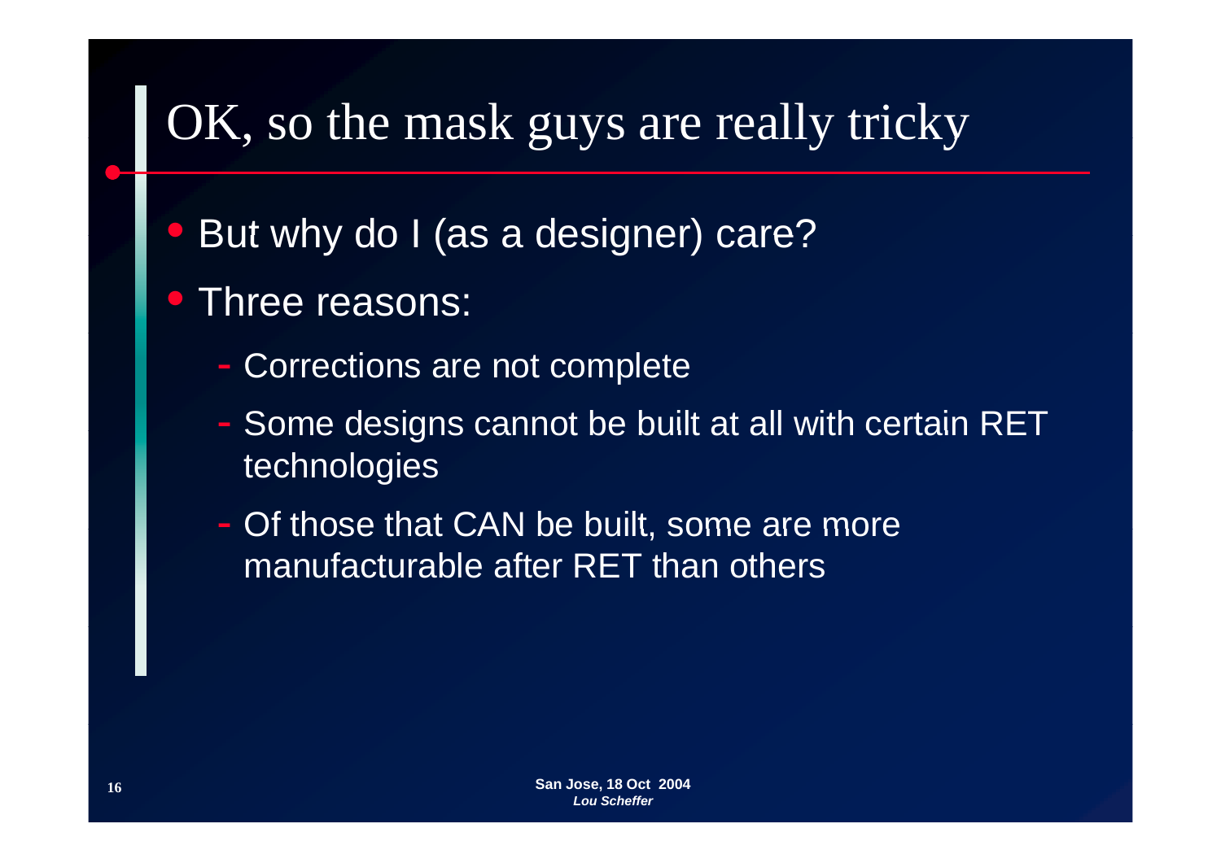# OK, so the mask guys are really tricky

- But why do I (as a designer) care?
- Three reasons:
  - Corrections are not complete
  - Some designs cannot be built at all with certain RET technologies
  - Of those that CAN be built, some are more manufacturable after RET than others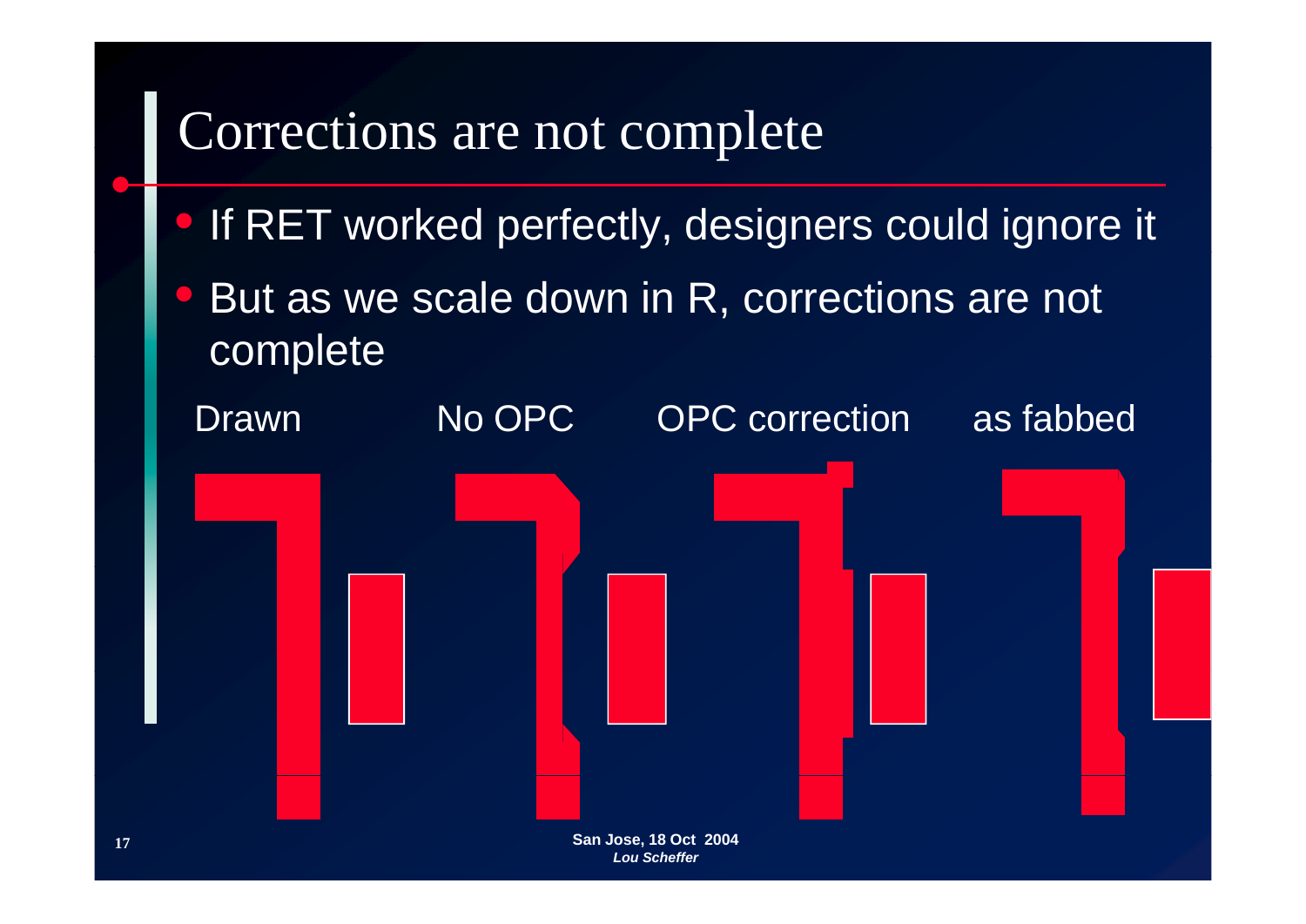# Corrections are not complete

- If RET worked perfectly, designers could ignore it
- But as we scale down in R, corrections are not complete

Drawn | No OPC | OPC correction | as fabbed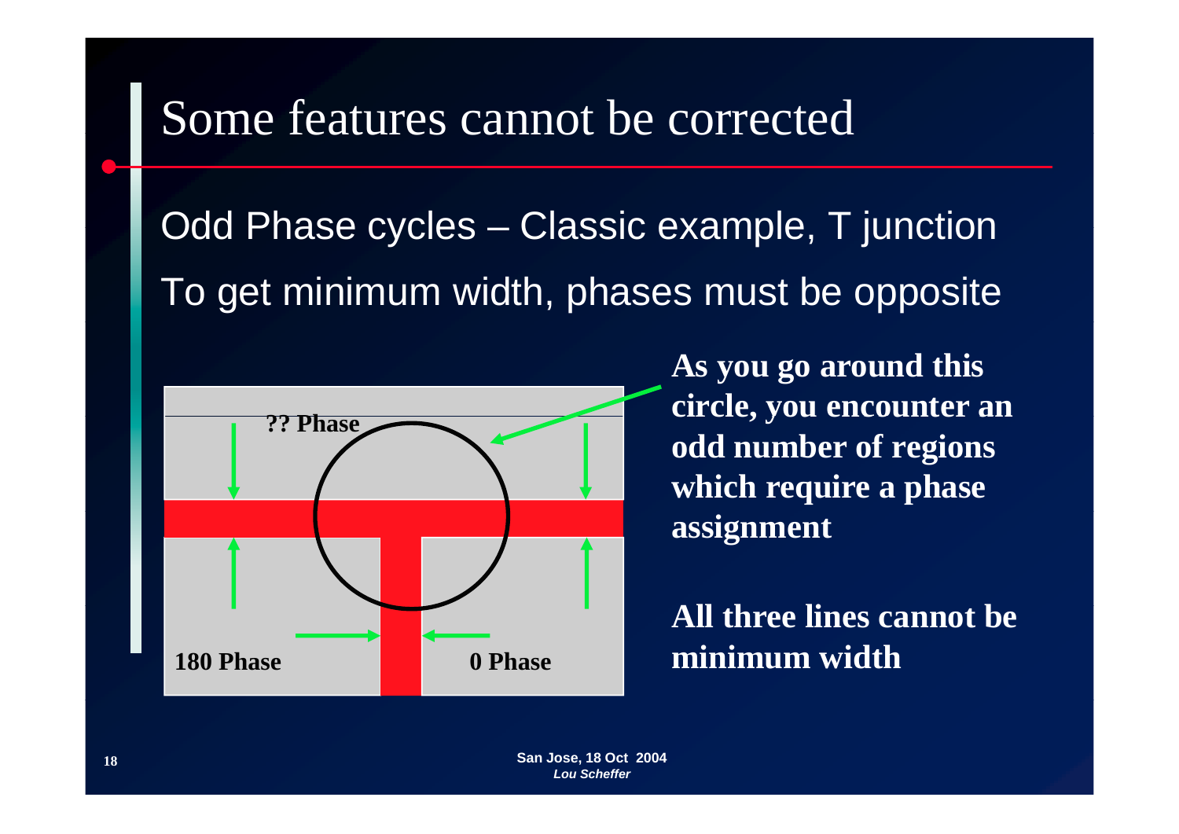# Some features cannot be corrected

Odd Phase cycles – Classic example, T junction

To get minimum width, phases must be opposite

?? Phase

180 Phase

0 Phase

**As you go around this circle, you encounter an odd number of regions which require a phase assignment**

**All three lines cannot be minimum width**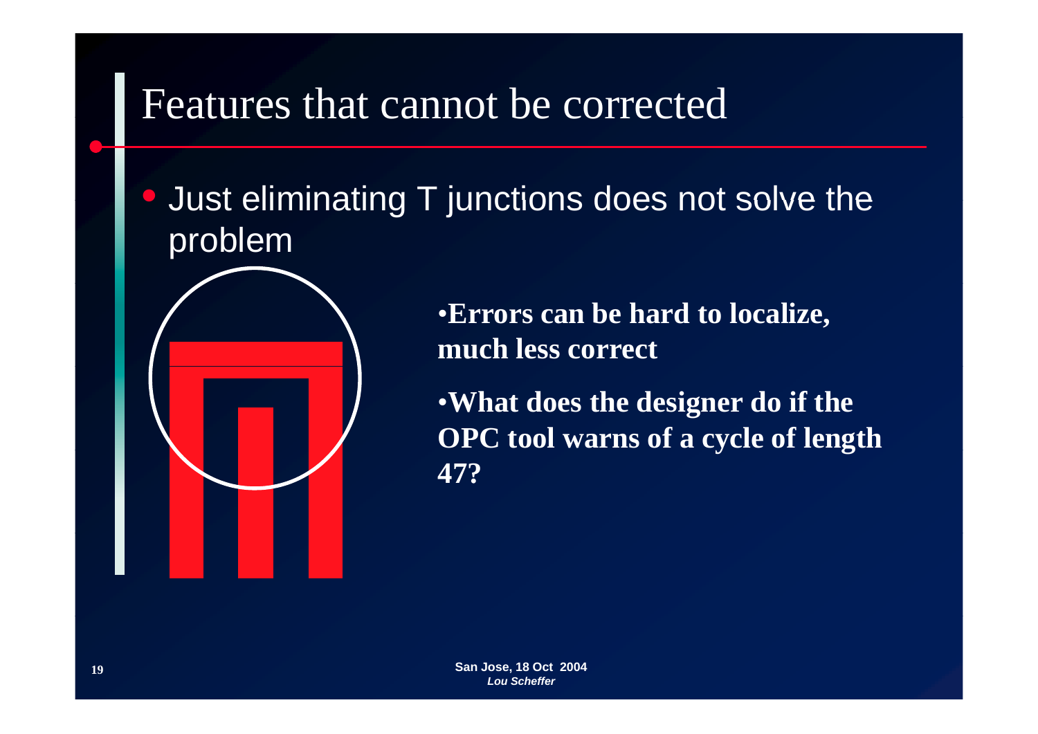# Features that cannot be corrected

- Just eliminating T junctions does not solve the problem

- **Errors can be hard to localize, much less correct**
- **What does the designer do if the OPC tool warns of a cycle of length 47?**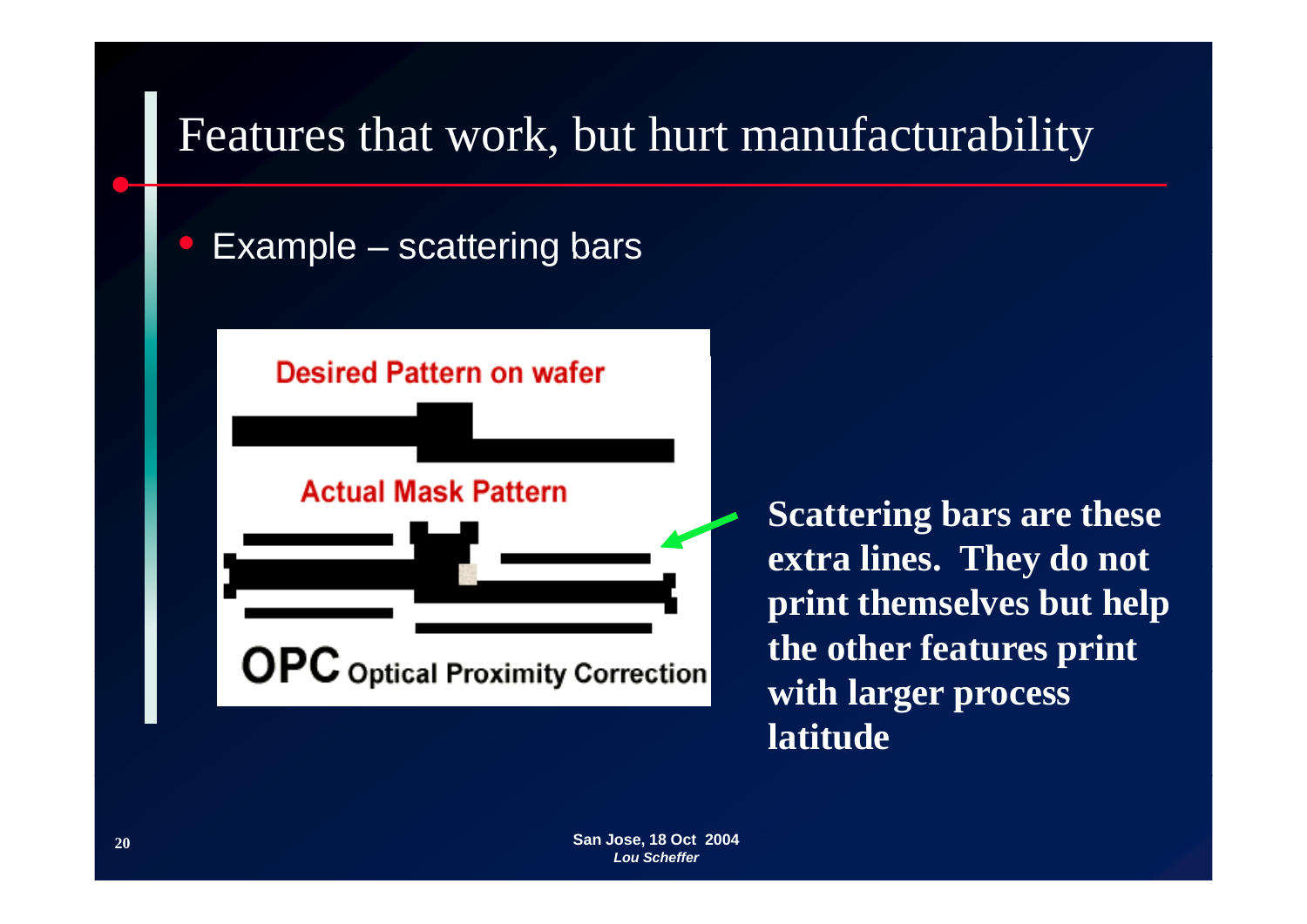# Features that work, but hurt manufacturability

- Example – scattering bars

Desired Pattern on wafer

Actual Mask Pattern

OPC Optical Proximity Correction

**Scattering bars are these extra lines. They do not print themselves but help the other features print with larger process latitude**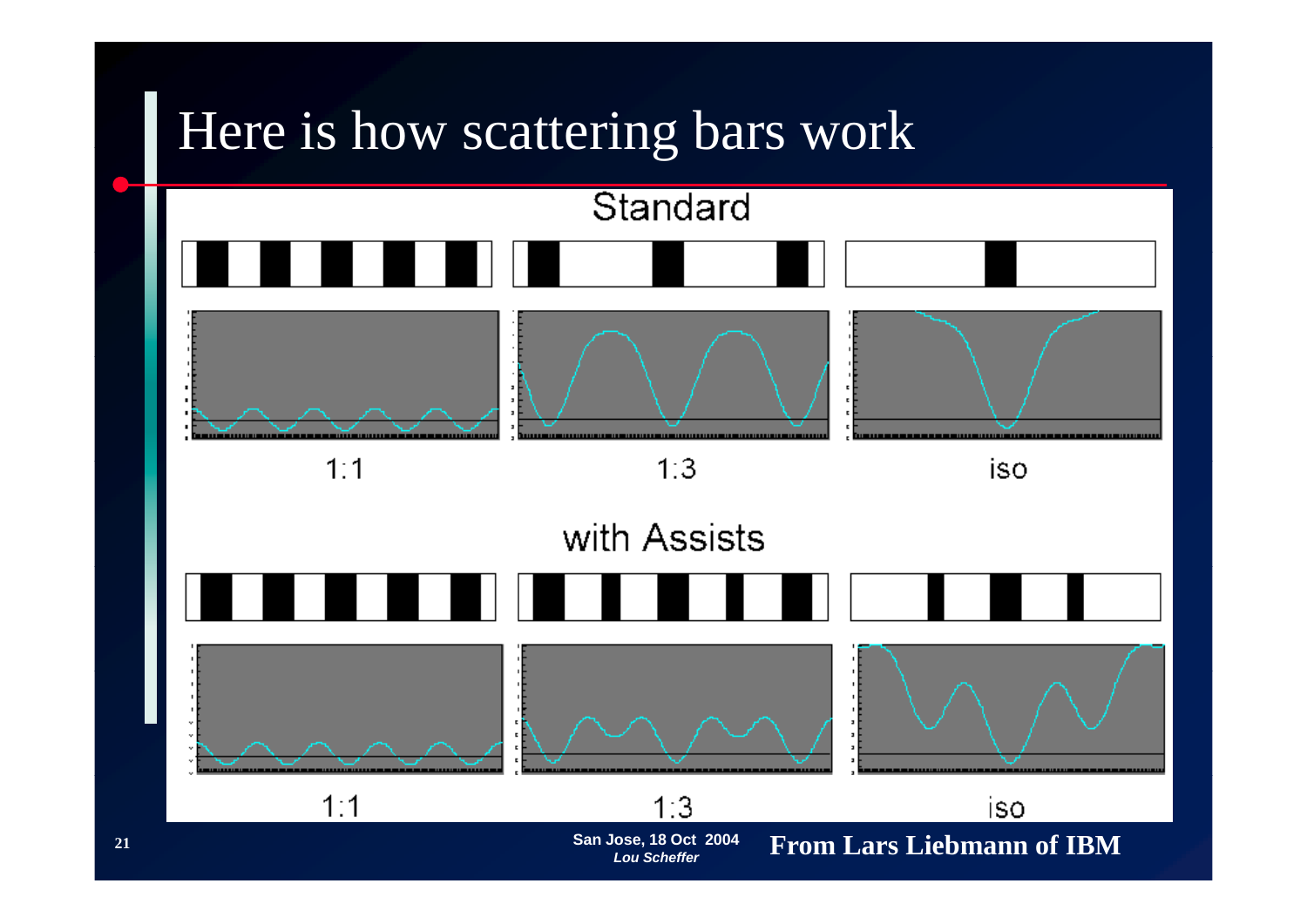# Here is how scattering bars work

Standard

1:1 | 1:3 | iso

with Assists

1:1 | 1:3 | iso

From Lars Liebmann of IBM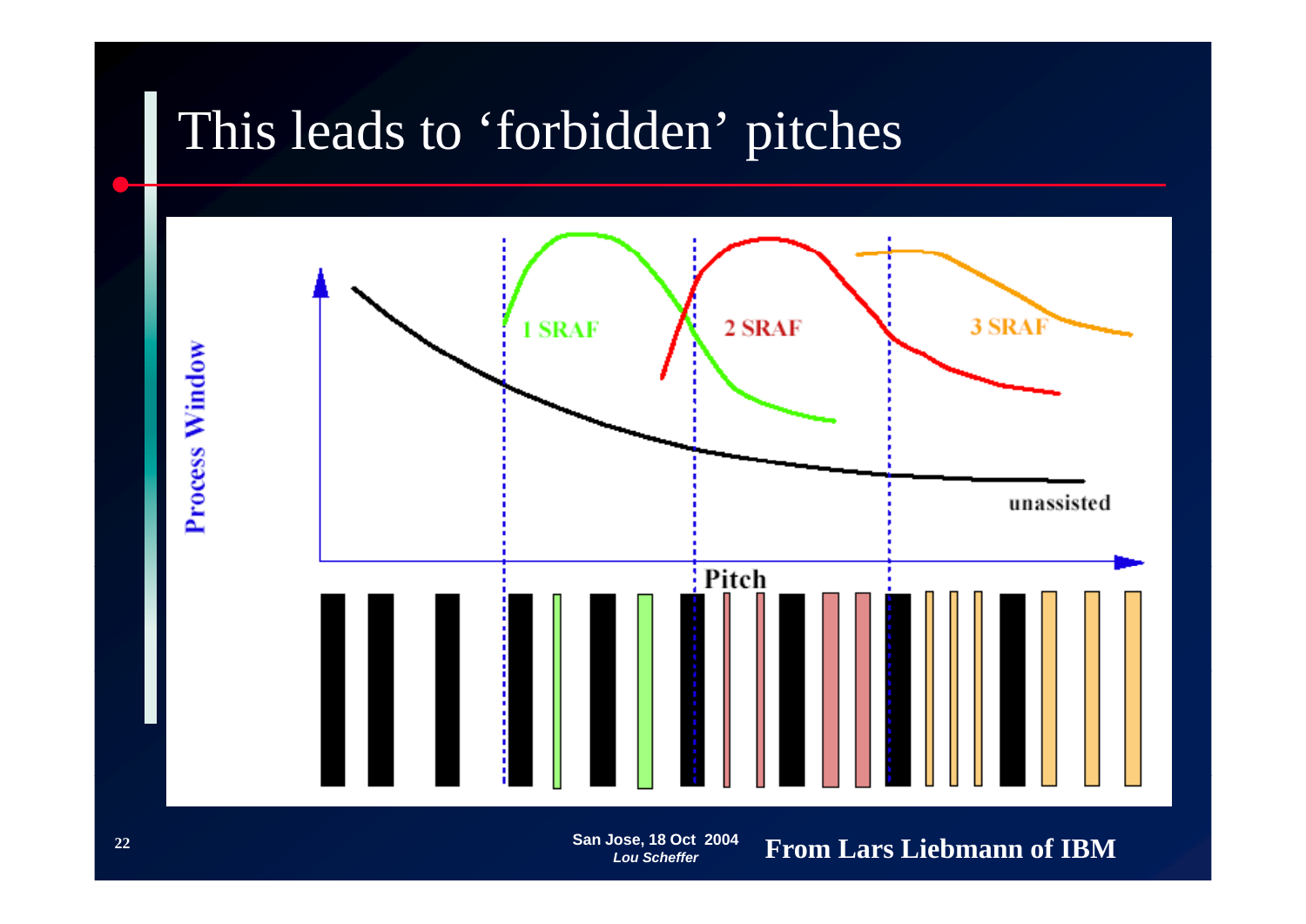# This leads to 'forbidden' pitches

Process Window

1 SRAF

2 SRAF

3 SRAF

unassisted

Pitch

San Jose, 18 Oct 2004
*Lou Scheffer*

**From Lars Liebmann of IBM**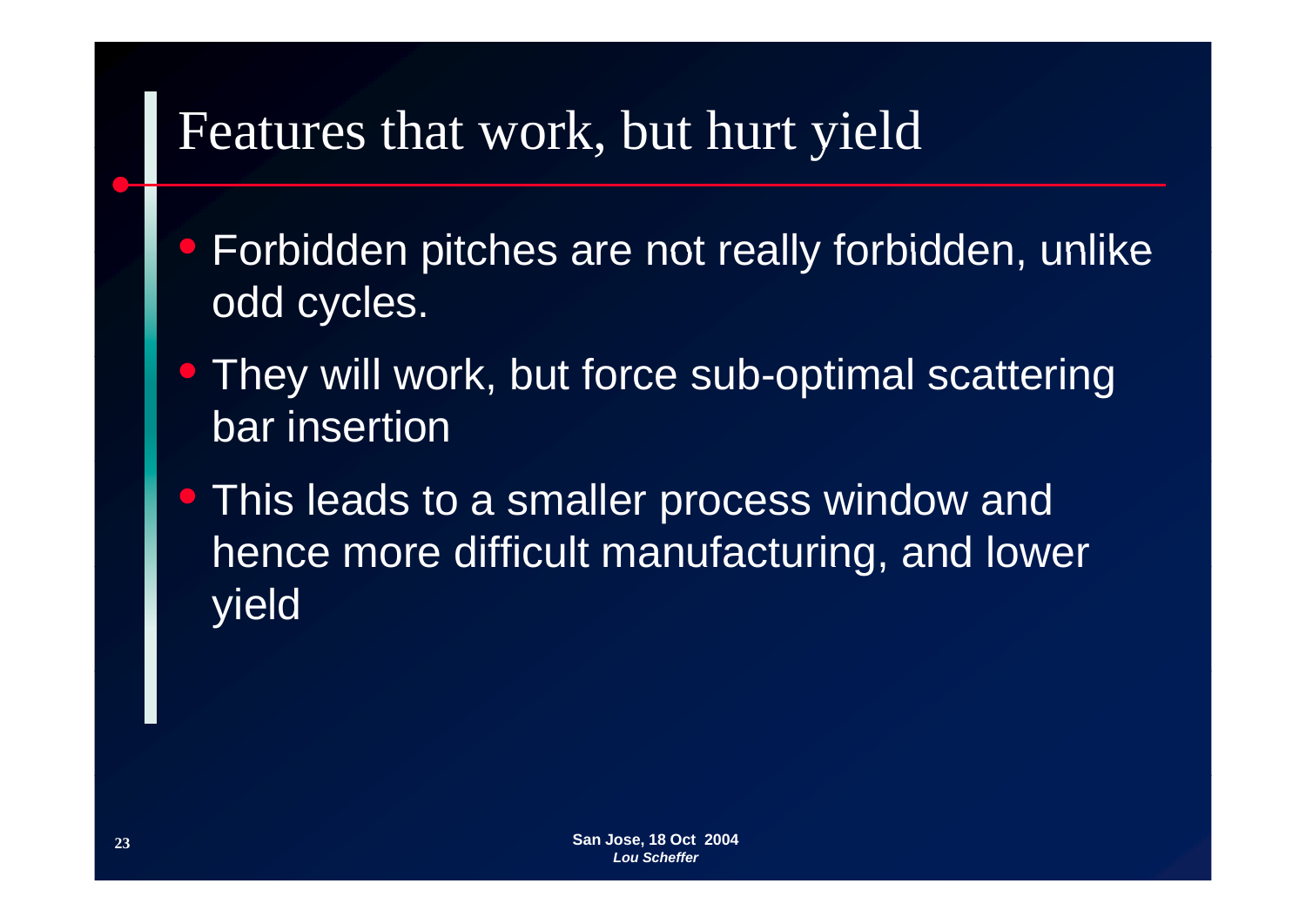# Features that work, but hurt yield

- Forbidden pitches are not really forbidden, unlike odd cycles.
- They will work, but force sub-optimal scattering bar insertion
- This leads to a smaller process window and hence more difficult manufacturing, and lower yield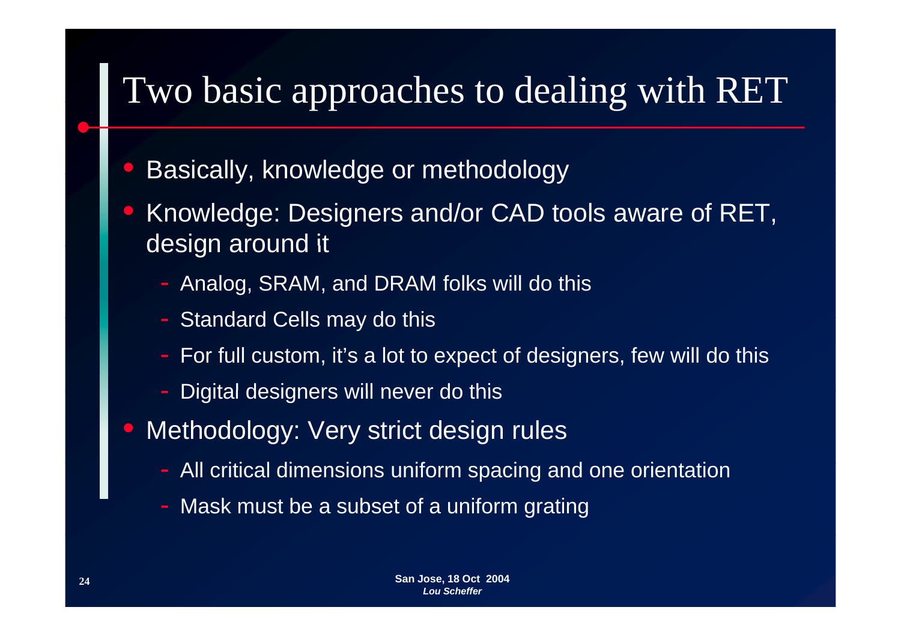# Two basic approaches to dealing with RET

- Basically, knowledge or methodology
- Knowledge: Designers and/or CAD tools aware of RET, design around it
  - Analog, SRAM, and DRAM folks will do this
  - Standard Cells may do this
  - For full custom, it's a lot to expect of designers, few will do this
  - Digital designers will never do this
- Methodology: Very strict design rules
  - All critical dimensions uniform spacing and one orientation
  - Mask must be a subset of a uniform grating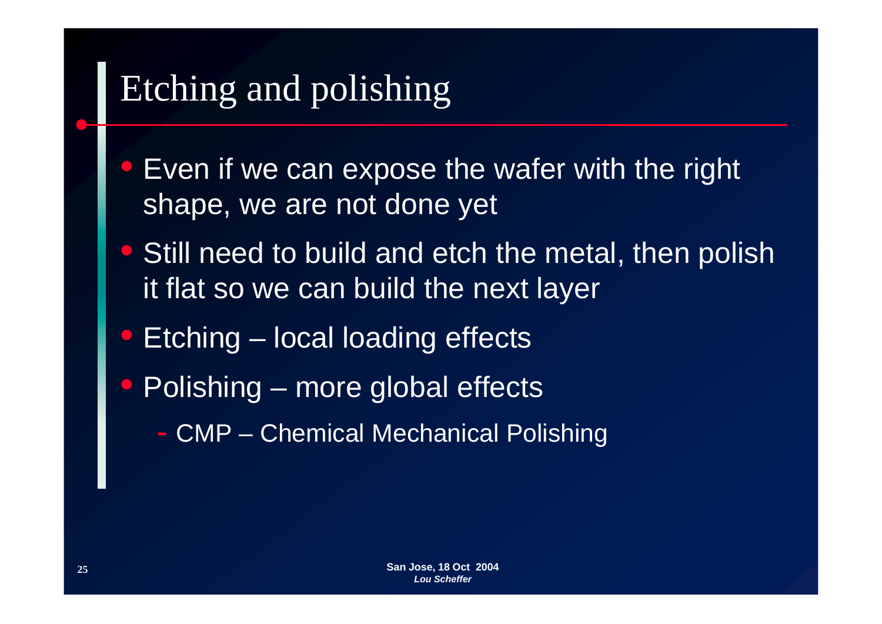# Etching and polishing

- Even if we can expose the wafer with the right shape, we are not done yet
- Still need to build and etch the metal, then polish it flat so we can build the next layer
- Etching – local loading effects
- Polishing – more global effects
  - CMP – Chemical Mechanical Polishing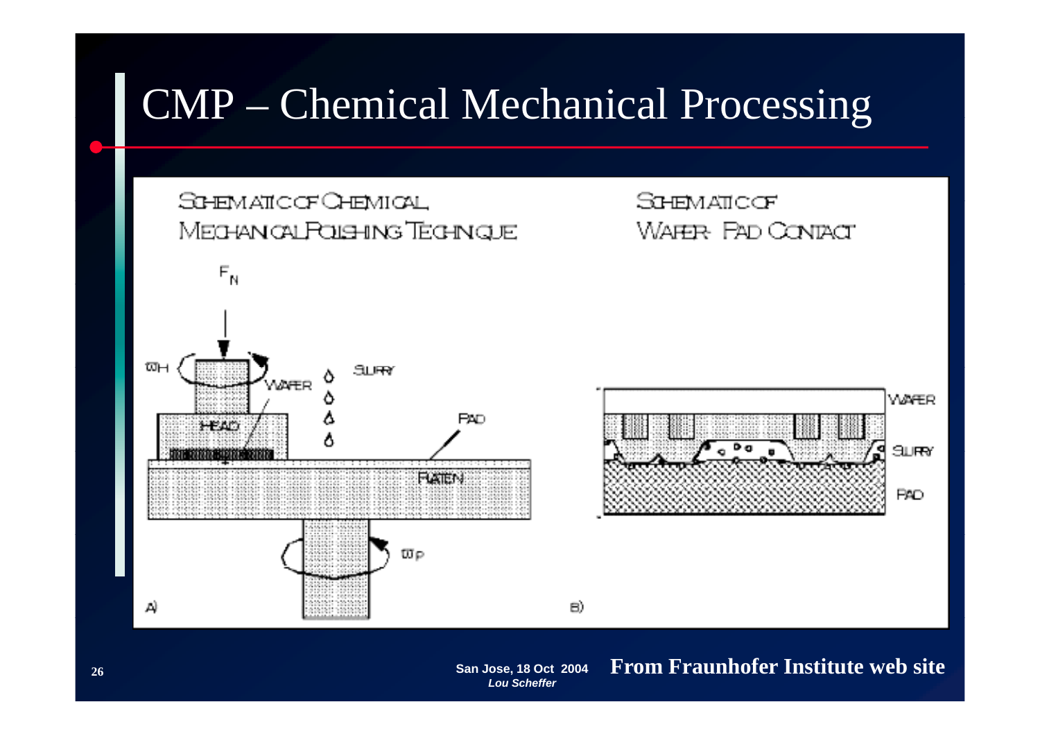# CMP – Chemical Mechanical Processing

SCHEMATIC OF CHEMICAL MECHANICAL POLISHING TECHNIQUE

SCHEMATIC OF WAFER- PAD CONTACT

$F_N$

$\omega_H$ WAFER SLURRY HEAD PAD PLATEN $\omega_P$

A)

WAFER SLURRY PAD

B)

**From Fraunhofer Institute web site**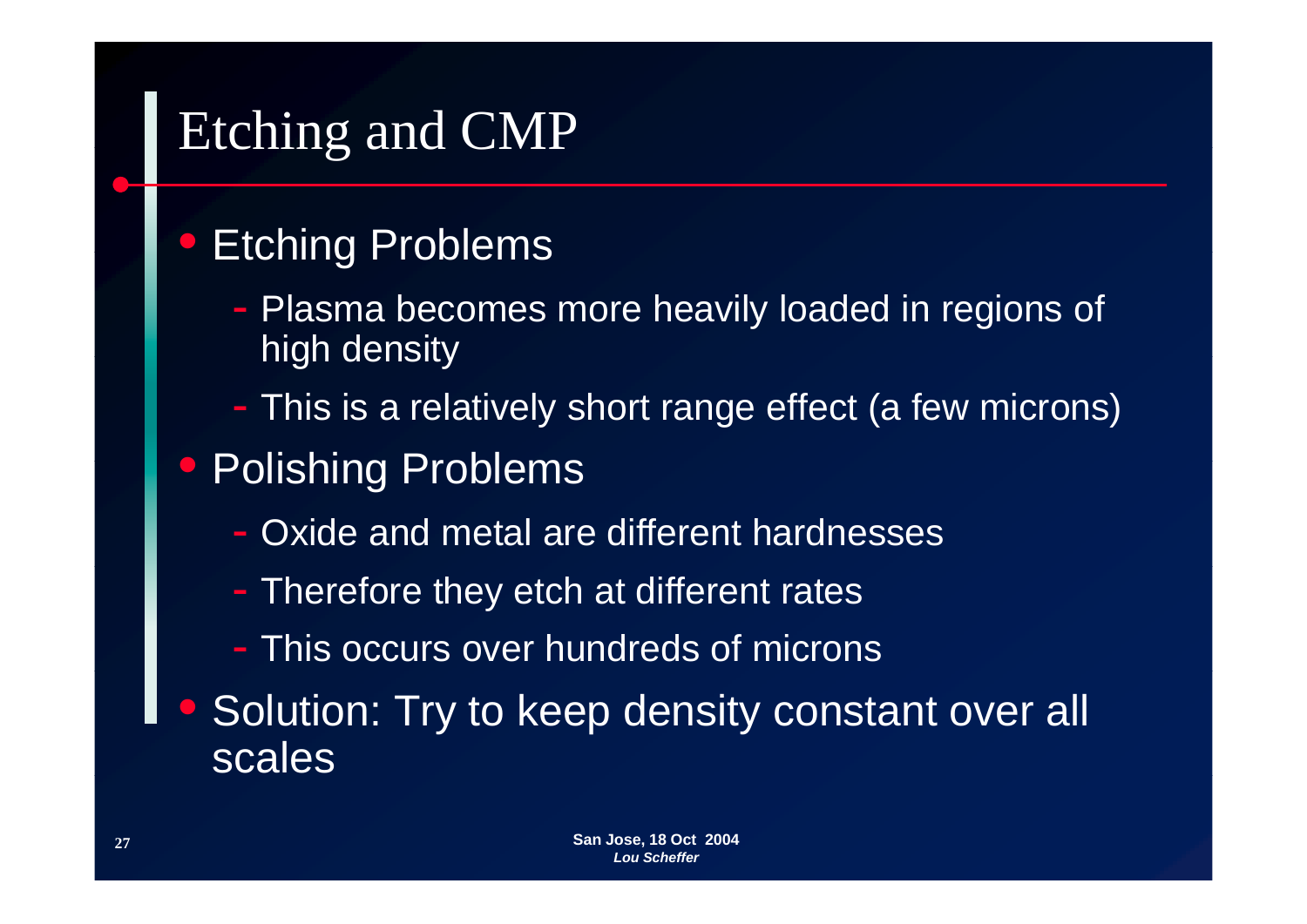# Etching and CMP

- Etching Problems
  - Plasma becomes more heavily loaded in regions of high density
  - This is a relatively short range effect (a few microns)
- Polishing Problems
  - Oxide and metal are different hardnesses
  - Therefore they etch at different rates
  - This occurs over hundreds of microns
- Solution: Try to keep density constant over all scales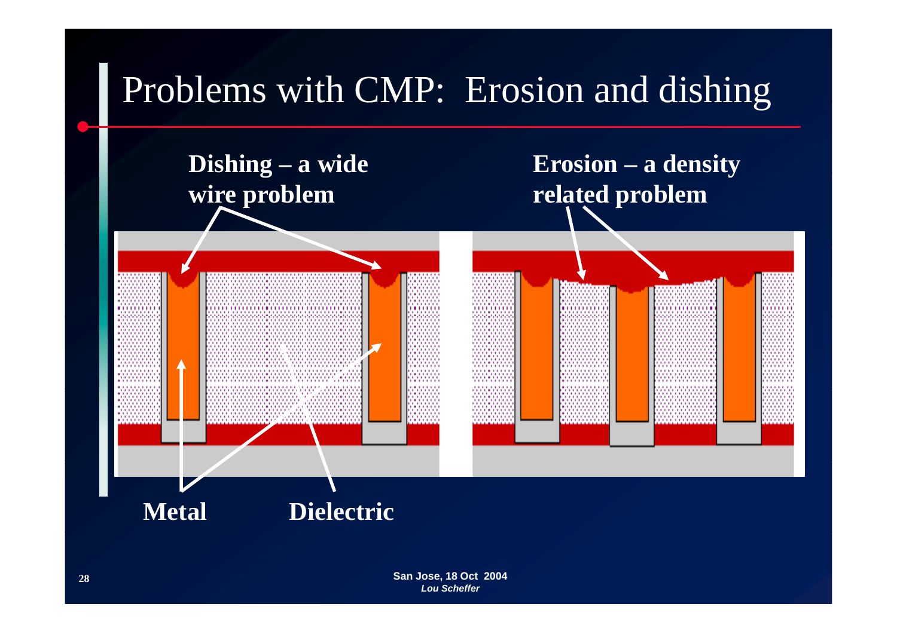# Problems with CMP: Erosion and dishing

**Dishing – a wide wire problem**

**Erosion – a density related problem**

**Metal**

**Dielectric**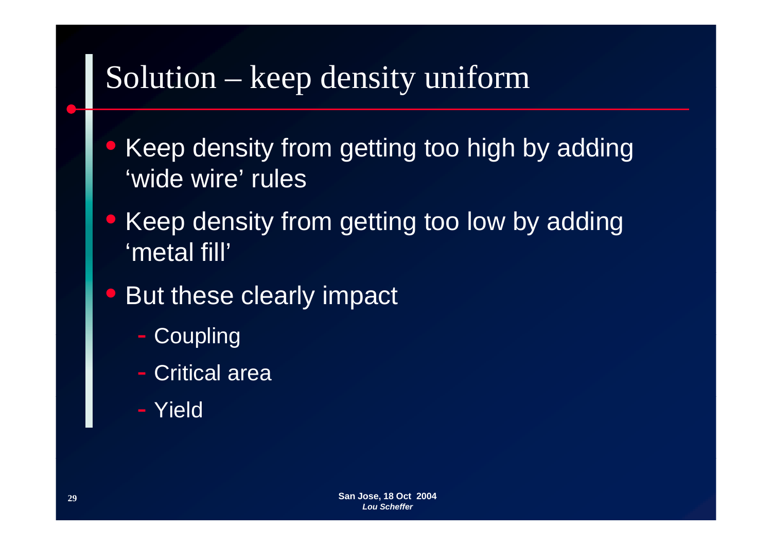# Solution – keep density uniform

- Keep density from getting too high by adding 'wide wire' rules
- Keep density from getting too low by adding 'metal fill'
- But these clearly impact
  - Coupling
  - Critical area
  - Yield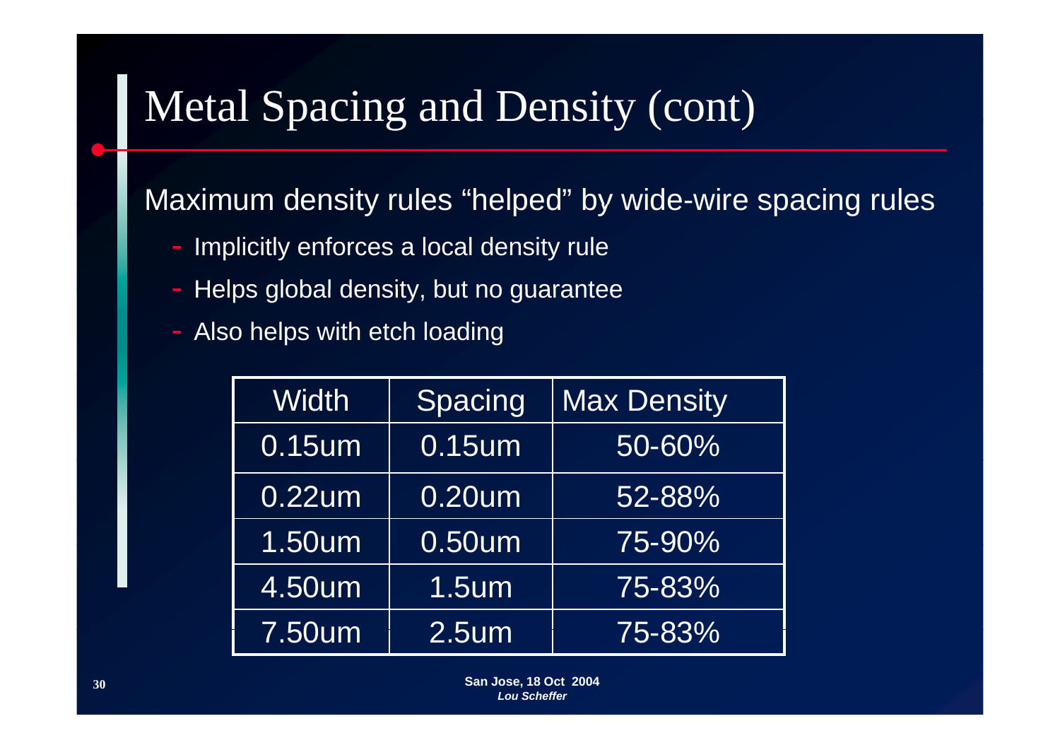# Metal Spacing and Density (cont)

Maximum density rules “helped” by wide-wire spacing rules

- Implicitly enforces a local density rule
- Helps global density, but no guarantee
- Also helps with etch loading

| Width | Spacing | Max Density |
|---|---|---|
| 0.15um | 0.15um | 50-60% |
| 0.22um | 0.20um | 52-88% |
| 1.50um | 0.50um | 75-90% |
| 4.50um | 1.5um | 75-83% |
| 7.50um | 2.5um | 75-83% |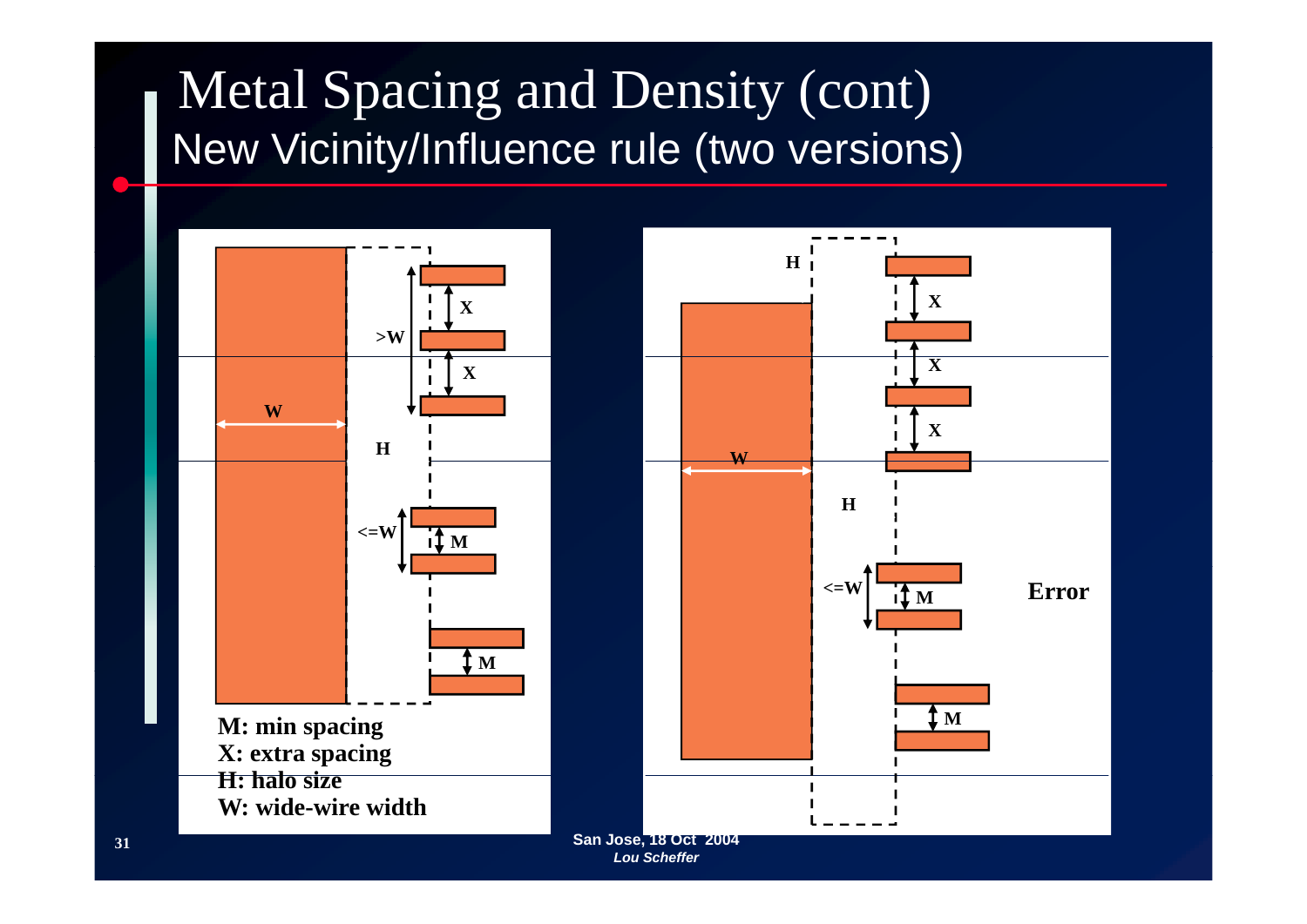# Metal Spacing and Density (cont)

## New Vicinity/Influence rule (two versions)

>W

X

X

W

H

<=W

M

M

M: min spacing
X: extra spacing
H: halo size
W: wide-wire width

H

X

X

X

W

H

<=W

M

Error

M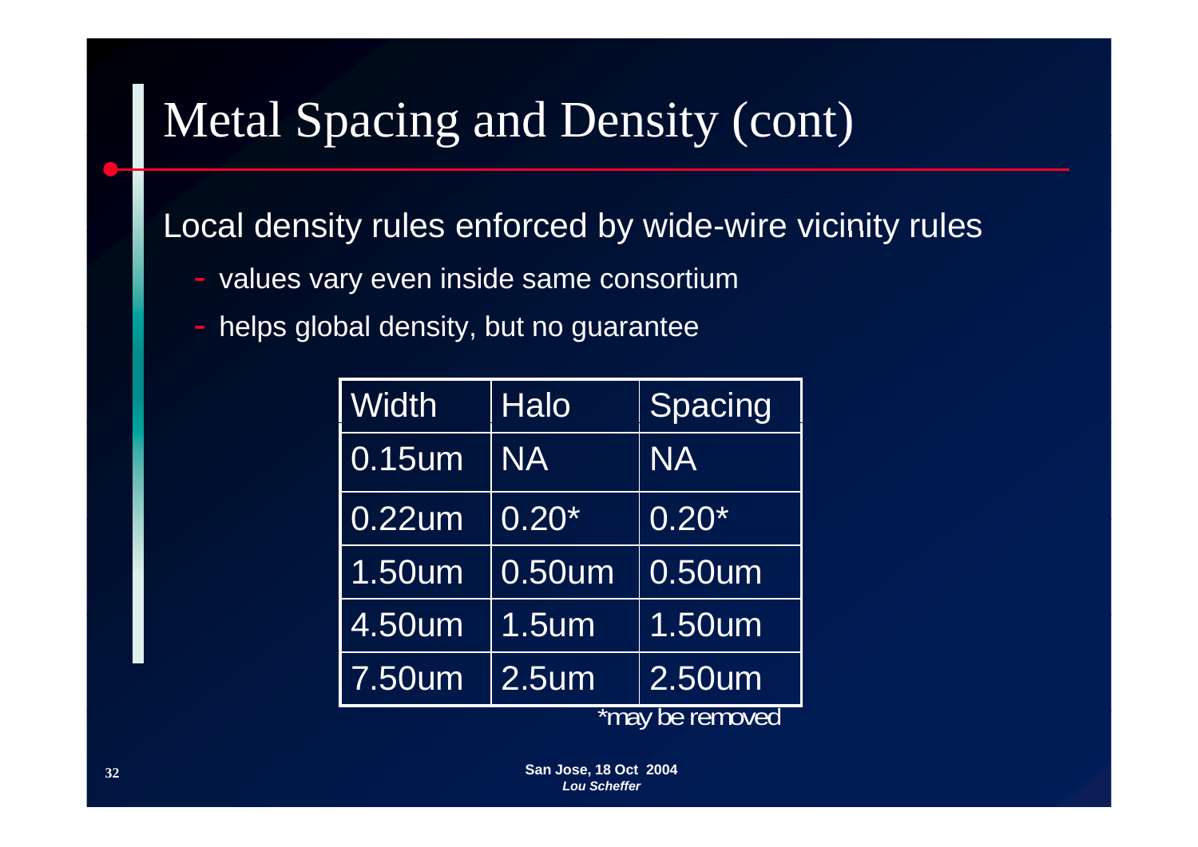# Metal Spacing and Density (cont)

Local density rules enforced by wide-wire vicinity rules

- values vary even inside same consortium
- helps global density, but no guarantee

| Width | Halo | Spacing |
|---|---|---|
| 0.15um | NA | NA |
| 0.22um | 0.20* | 0.20* |
| 1.50um | 0.50um | 0.50um |
| 4.50um | 1.5um | 1.50um |
| 7.50um | 2.5um | 2.50um |

*may be removed

**San Jose, 18 Oct 2004**
***Lou Scheffer***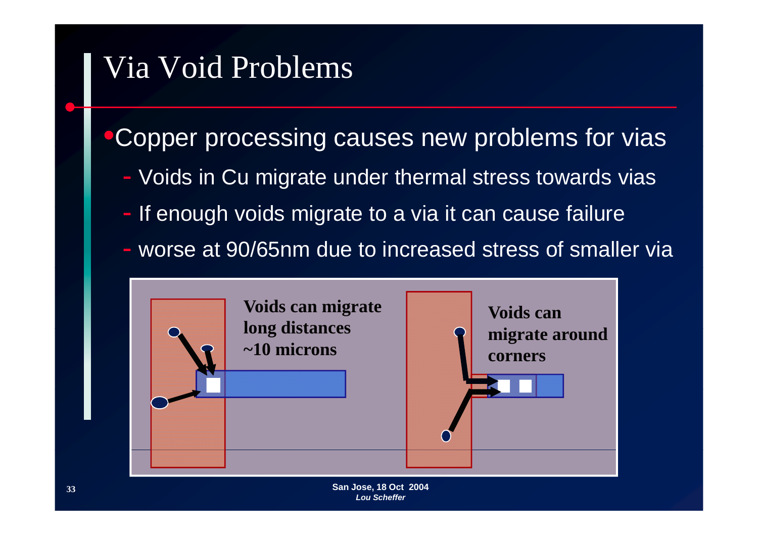# Via Void Problems

- Copper processing causes new problems for vias
  - Voids in Cu migrate under thermal stress towards vias
  - If enough voids migrate to a via it can cause failure
  - worse at 90/65nm due to increased stress of smaller via

**Voids can migrate long distances ~10 microns**

**Voids can migrate around corners**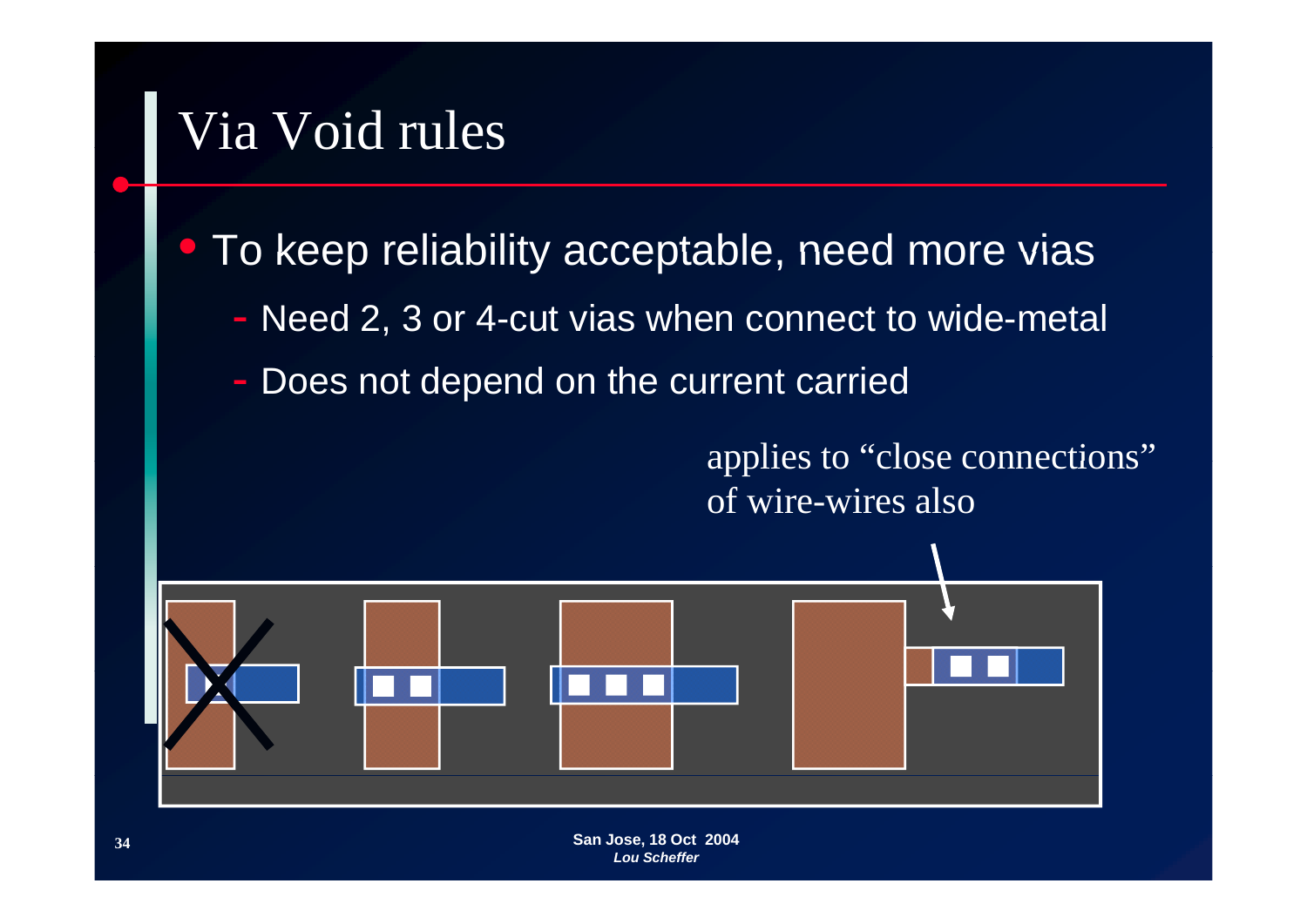# Via Void rules

- To keep reliability acceptable, need more vias
  - Need 2, 3 or 4-cut vias when connect to wide-metal
  - Does not depend on the current carried

applies to “close connections” of wire-wires also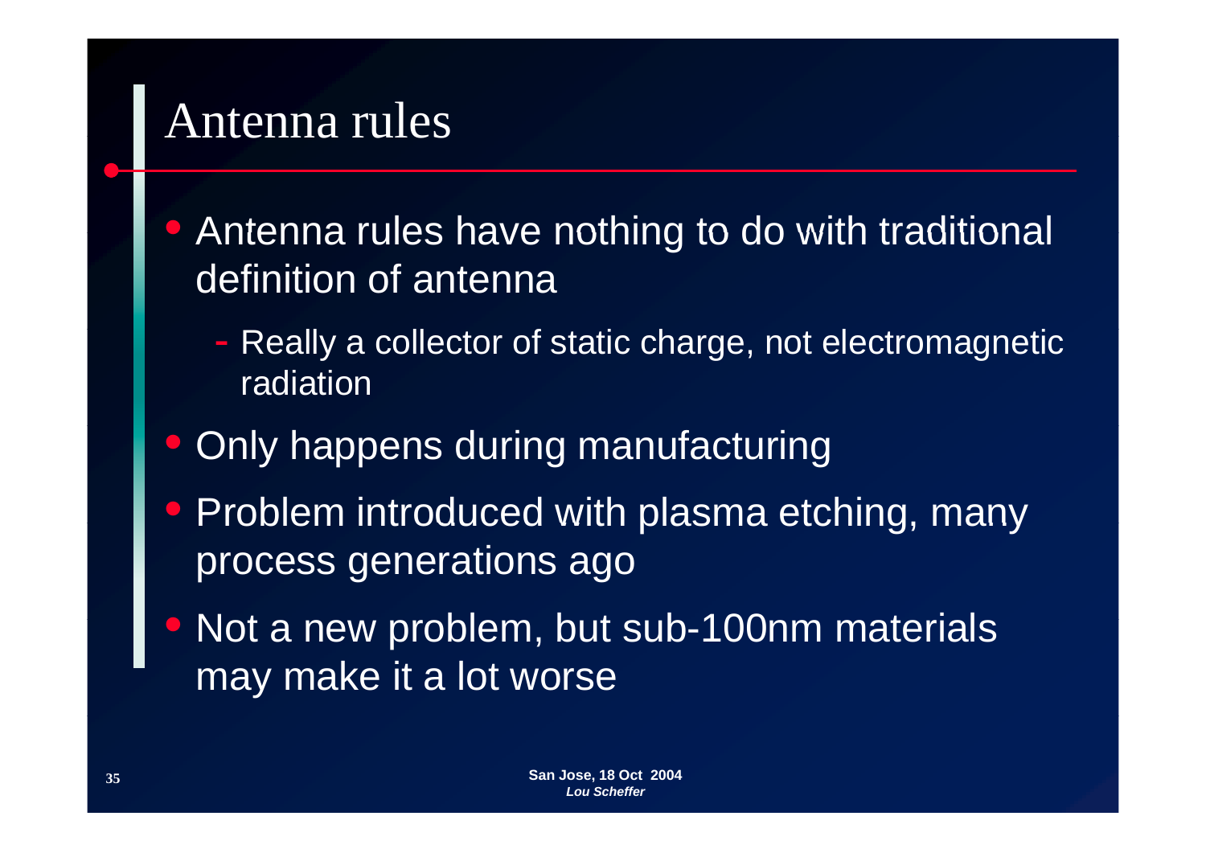# Antenna rules

- Antenna rules have nothing to do with traditional definition of antenna
  - Really a collector of static charge, not electromagnetic radiation
- Only happens during manufacturing
- Problem introduced with plasma etching, many process generations ago
- Not a new problem, but sub-100nm materials may make it a lot worse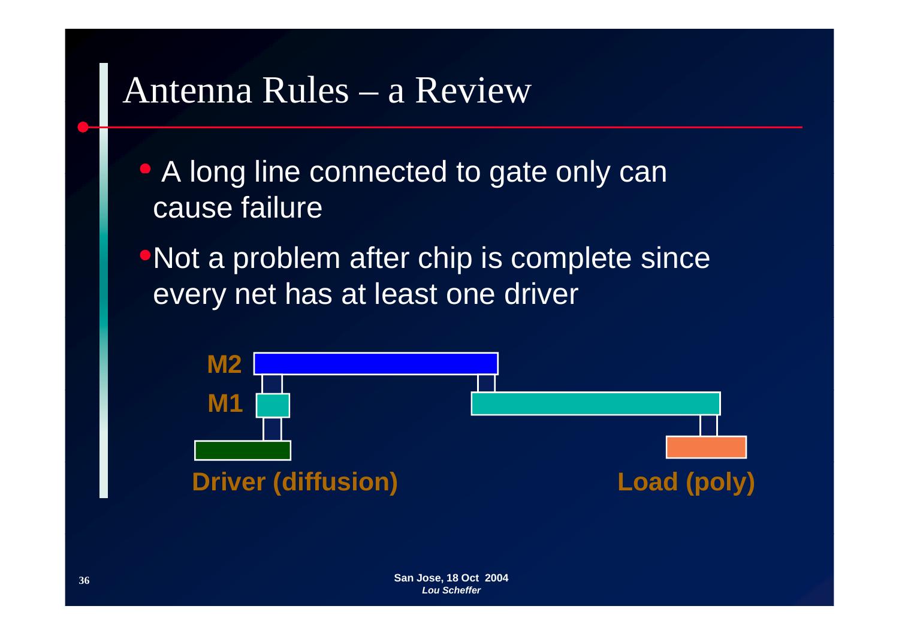# Antenna Rules – a Review

- A long line connected to gate only can cause failure
- Not a problem after chip is complete since every net has at least one driver

M2

M1

Driver (diffusion)

Load (poly)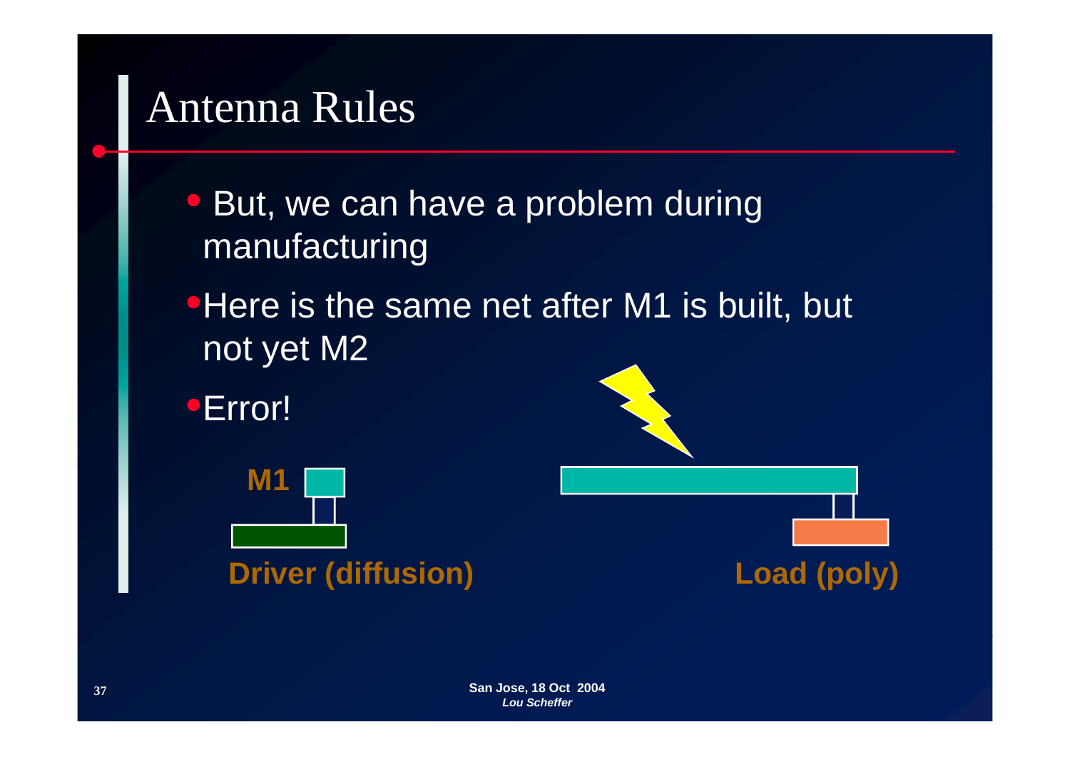# Antenna Rules

- But, we can have a problem during manufacturing
- Here is the same net after M1 is built, but not yet M2
- Error!

M1

Driver (diffusion)

Load (poly)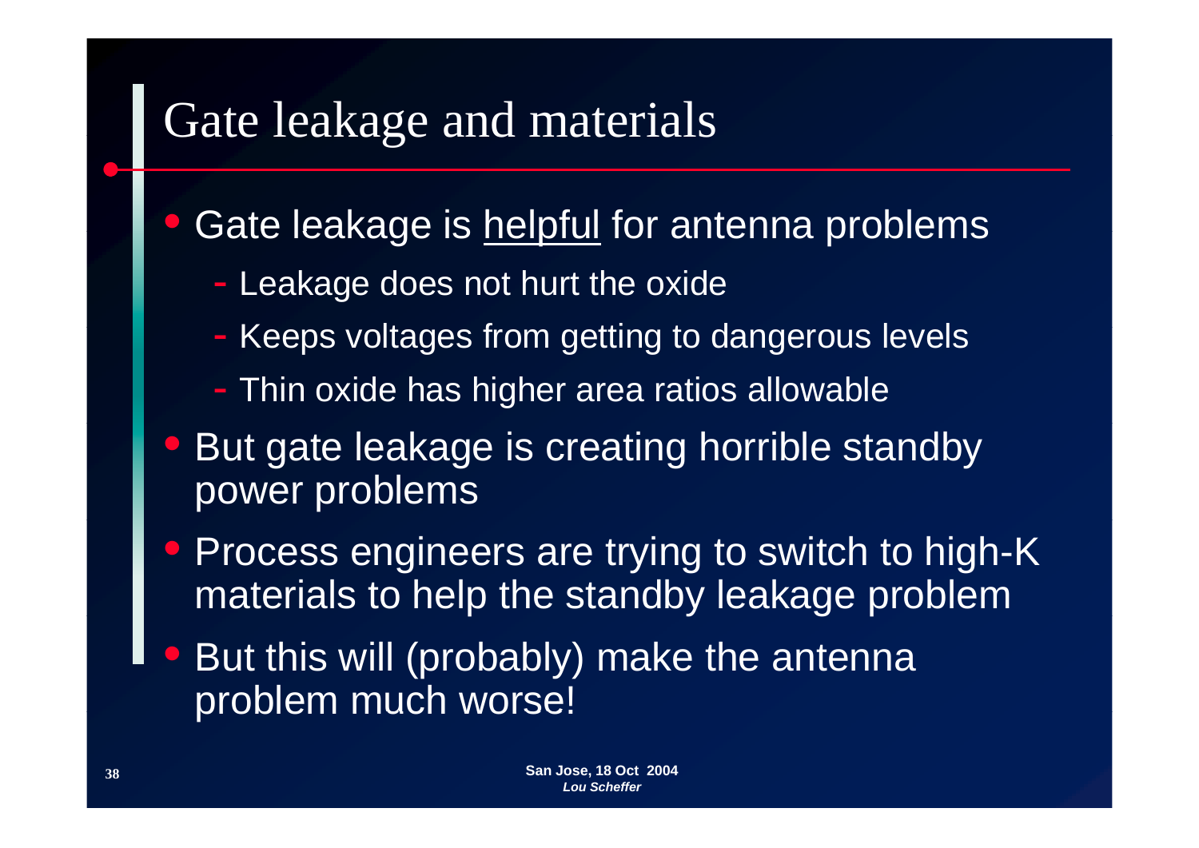# Gate leakage and materials

- Gate leakage is <u>helpful</u> for antenna problems
  - Leakage does not hurt the oxide
  - Keeps voltages from getting to dangerous levels
  - Thin oxide has higher area ratios allowable
- But gate leakage is creating horrible standby power problems
- Process engineers are trying to switch to high-K materials to help the standby leakage problem
- But this will (probably) make the antenna problem much worse!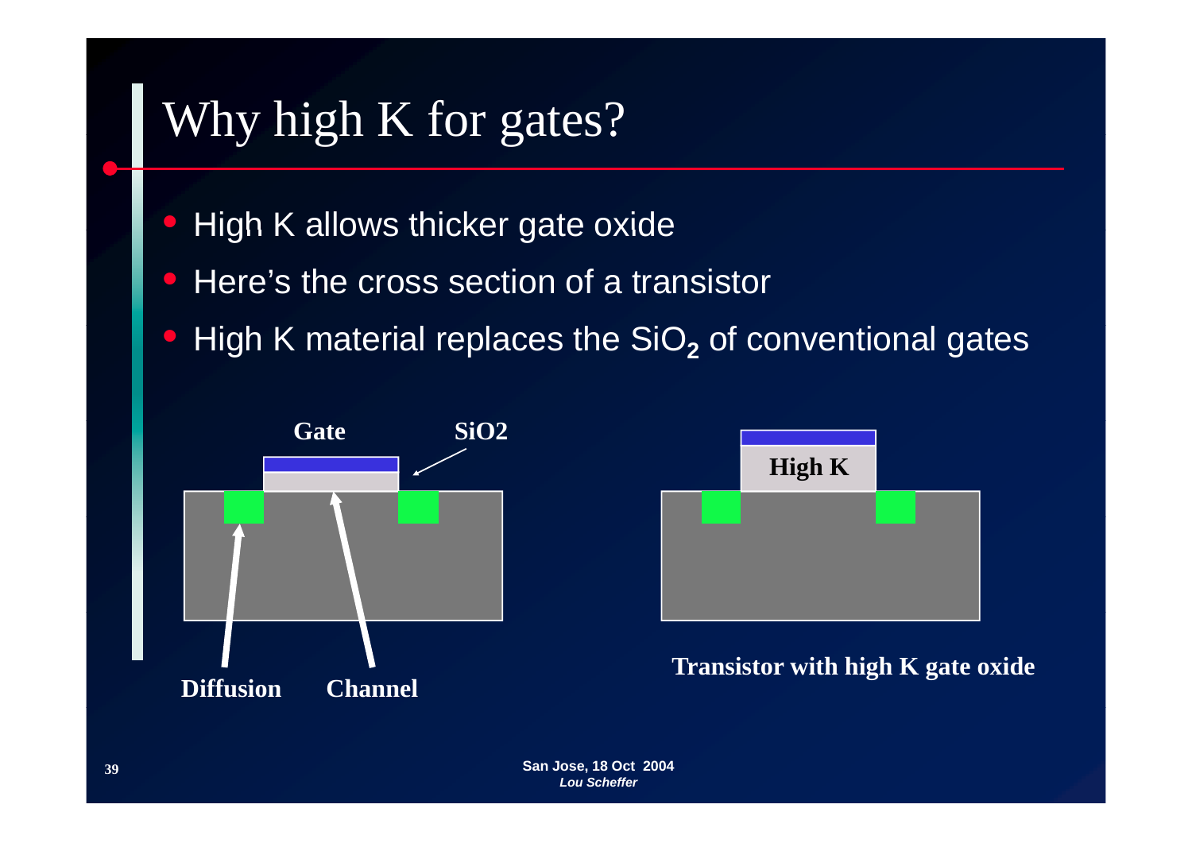# Why high K for gates?

- High K allows thicker gate oxide
- Here's the cross section of a transistor
- High K material replaces the $SiO_2$ of conventional gates

Gate SiO2

Diffusion Channel

High K

**Transistor with high K gate oxide**

San Jose, 18 Oct 2004
*Lou Scheffer*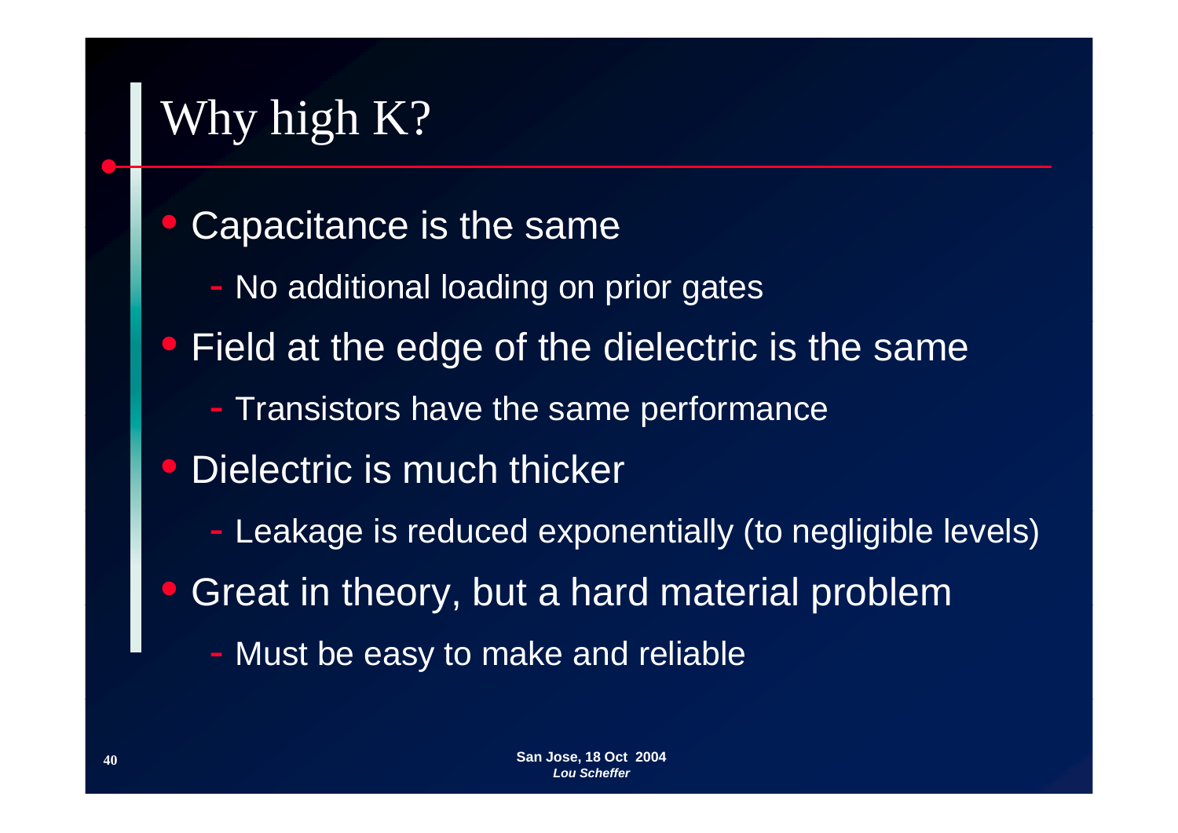# Why high K?

- Capacitance is the same
  - No additional loading on prior gates
- Field at the edge of the dielectric is the same
  - Transistors have the same performance
- Dielectric is much thicker
  - Leakage is reduced exponentially (to negligible levels)
- Great in theory, but a hard material problem
  - Must be easy to make and reliable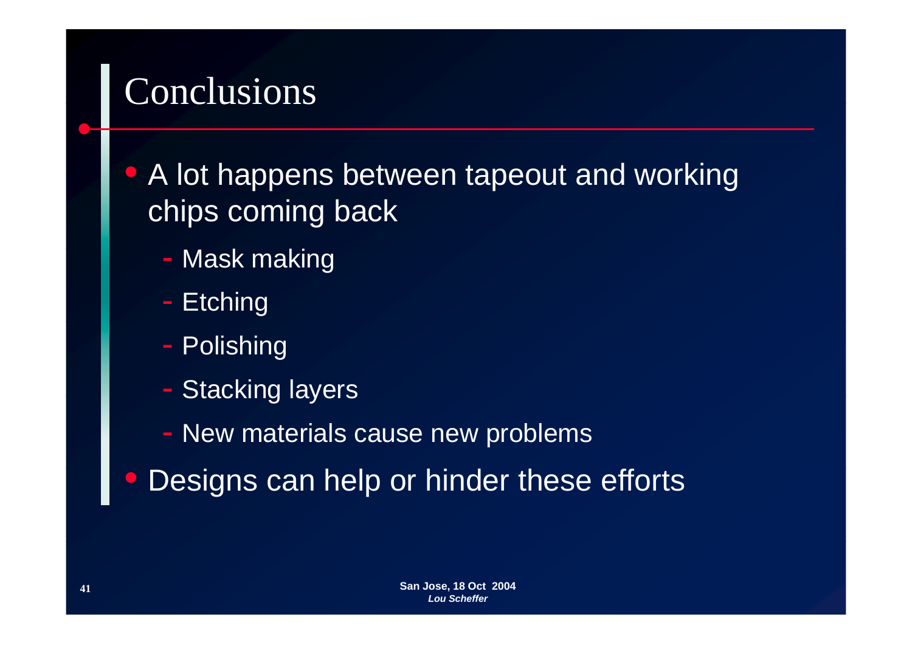# Conclusions

- A lot happens between tapeout and working chips coming back
  - Mask making
  - Etching
  - Polishing
  - Stacking layers
  - New materials cause new problems
- Designs can help or hinder these efforts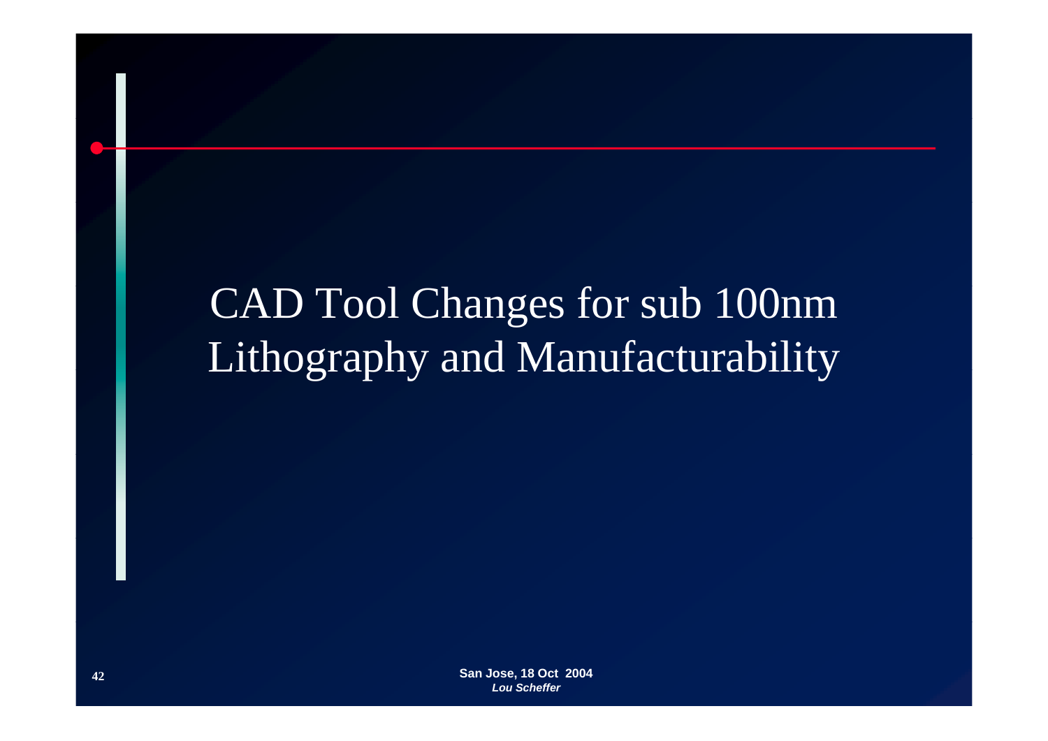# CAD Tool Changes for sub 100nm Lithography and Manufacturability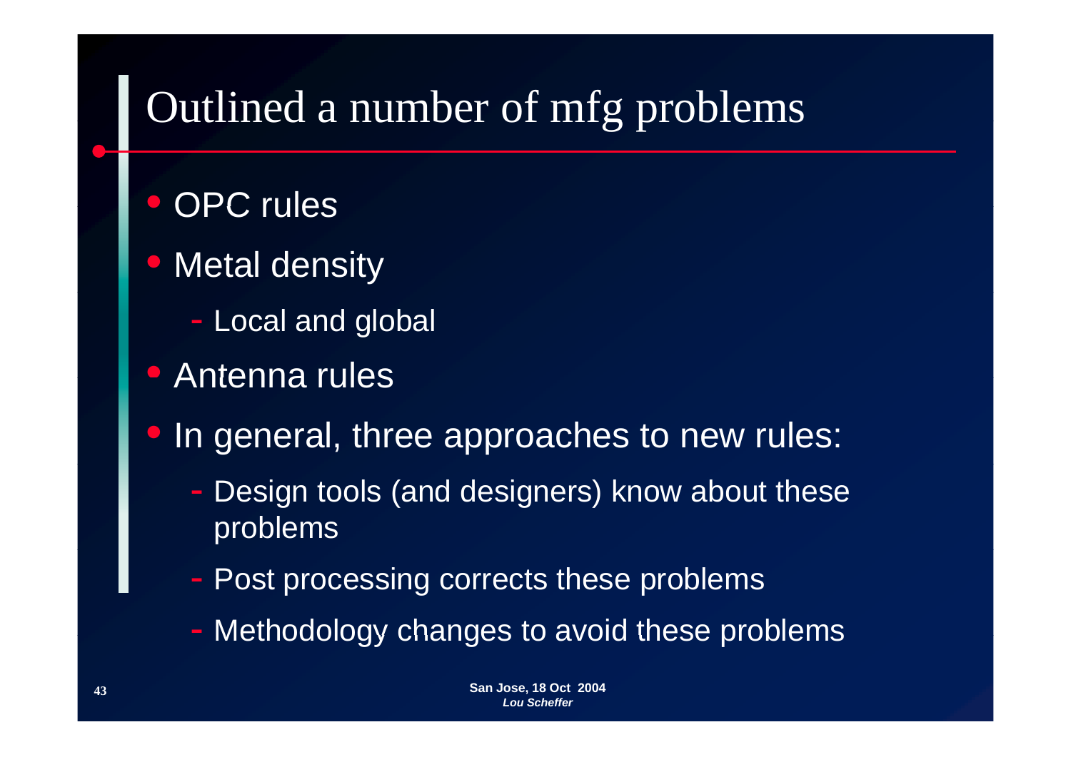# Outlined a number of mfg problems

- OPC rules
- Metal density
  - Local and global
- Antenna rules
- In general, three approaches to new rules:
  - Design tools (and designers) know about these problems
  - Post processing corrects these problems
  - Methodology changes to avoid these problems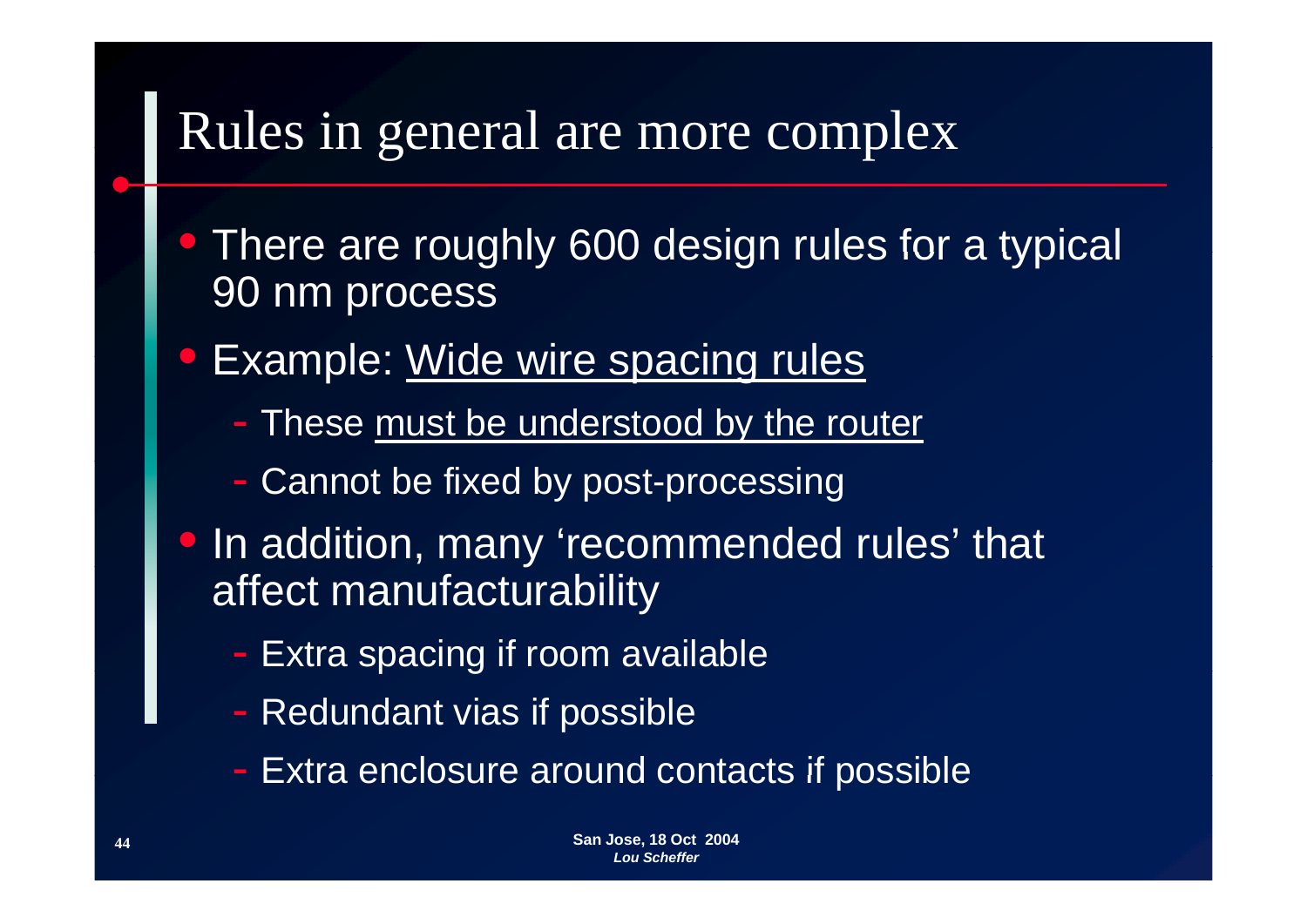# Rules in general are more complex

- There are roughly 600 design rules for a typical 90 nm process
- Example: Wide wire spacing rules
  - These must be understood by the router
  - Cannot be fixed by post-processing
- In addition, many 'recommended rules' that affect manufacturability
  - Extra spacing if room available
  - Redundant vias if possible
  - Extra enclosure around contacts if possible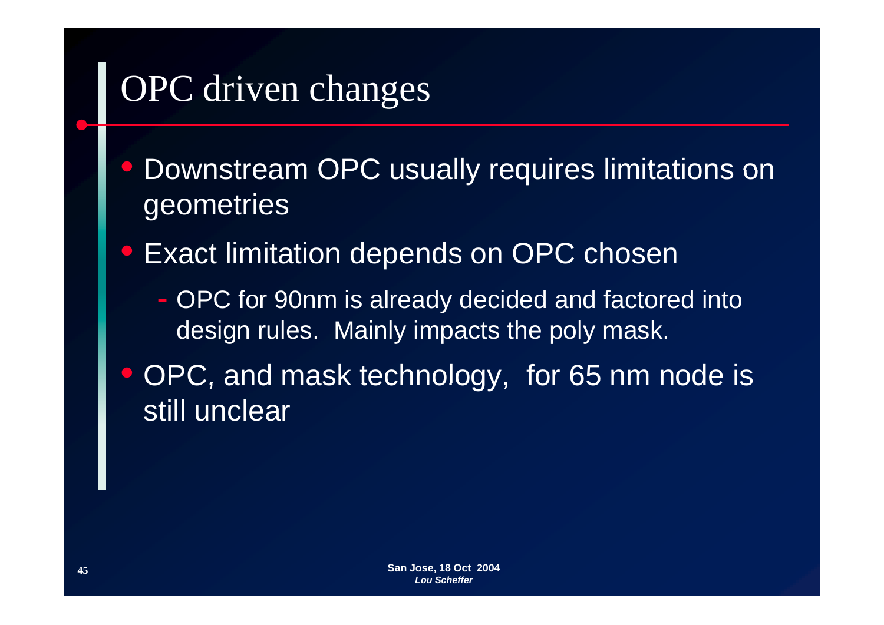# OPC driven changes

- Downstream OPC usually requires limitations on geometries
- Exact limitation depends on OPC chosen
  - OPC for 90nm is already decided and factored into design rules. Mainly impacts the poly mask.
- OPC, and mask technology, for 65 nm node is still unclear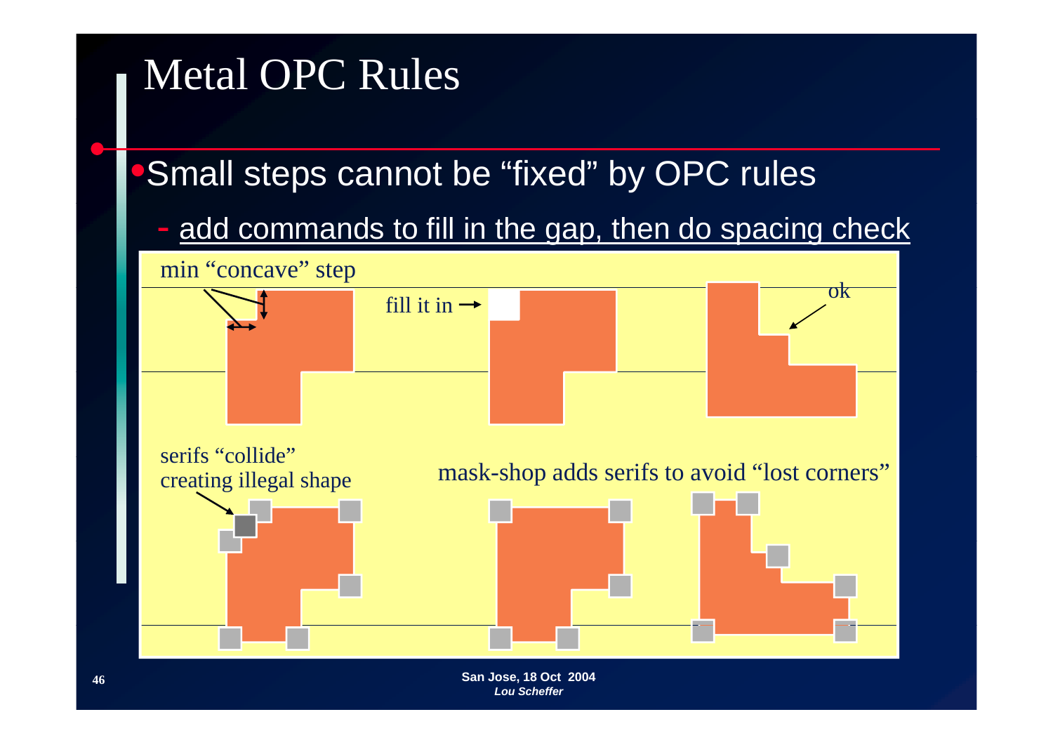# Metal OPC Rules

- Small steps cannot be "fixed" by OPC rules
  - add commands to fill in the gap, then do spacing check

min "concave" step

fill it in →

ok

serifs "collide" creating illegal shape

mask-shop adds serifs to avoid "lost corners"

San Jose, 18 Oct 2004

*Lou Scheffer*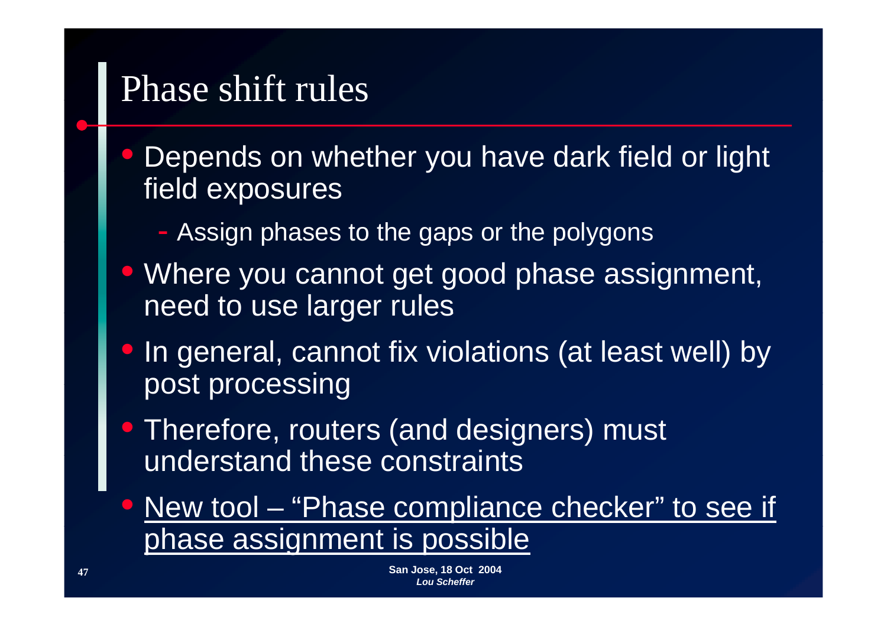# Phase shift rules

- Depends on whether you have dark field or light field exposures
  - Assign phases to the gaps or the polygons
- Where you cannot get good phase assignment, need to use larger rules
- In general, cannot fix violations (at least well) by post processing
- Therefore, routers (and designers) must understand these constraints
- <u>New tool – "Phase compliance checker" to see if phase assignment is possible</u>

**San Jose, 18 Oct 2004**
***Lou Scheffer***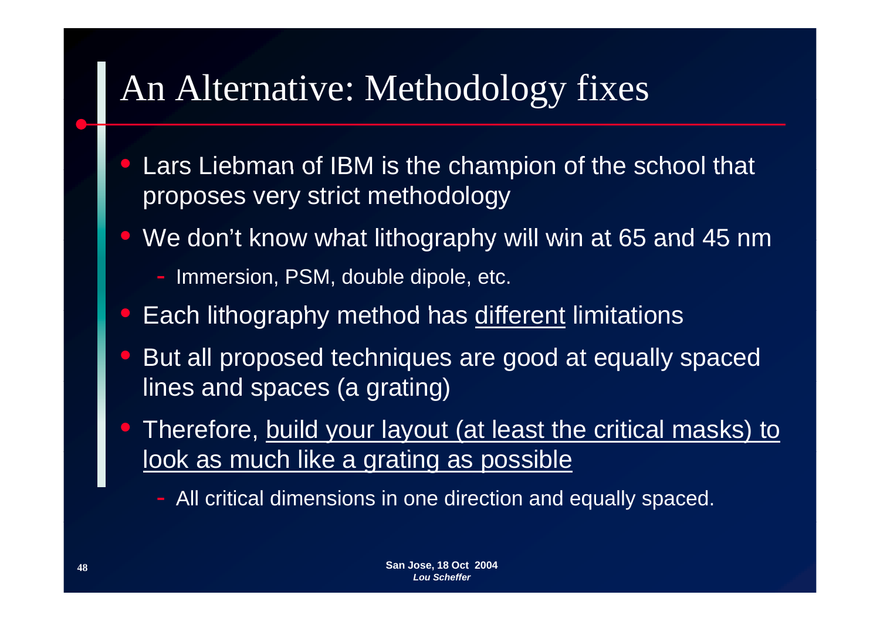# An Alternative: Methodology fixes

- Lars Liebman of IBM is the champion of the school that proposes very strict methodology
- We don't know what lithography will win at 65 and 45 nm
  - Immersion, PSM, double dipole, etc.
- Each lithography method has <u>different</u> limitations
- But all proposed techniques are good at equally spaced lines and spaces (a grating)
- Therefore, <u>build your layout (at least the critical masks) to look as much like a grating as possible</u>
  - All critical dimensions in one direction and equally spaced.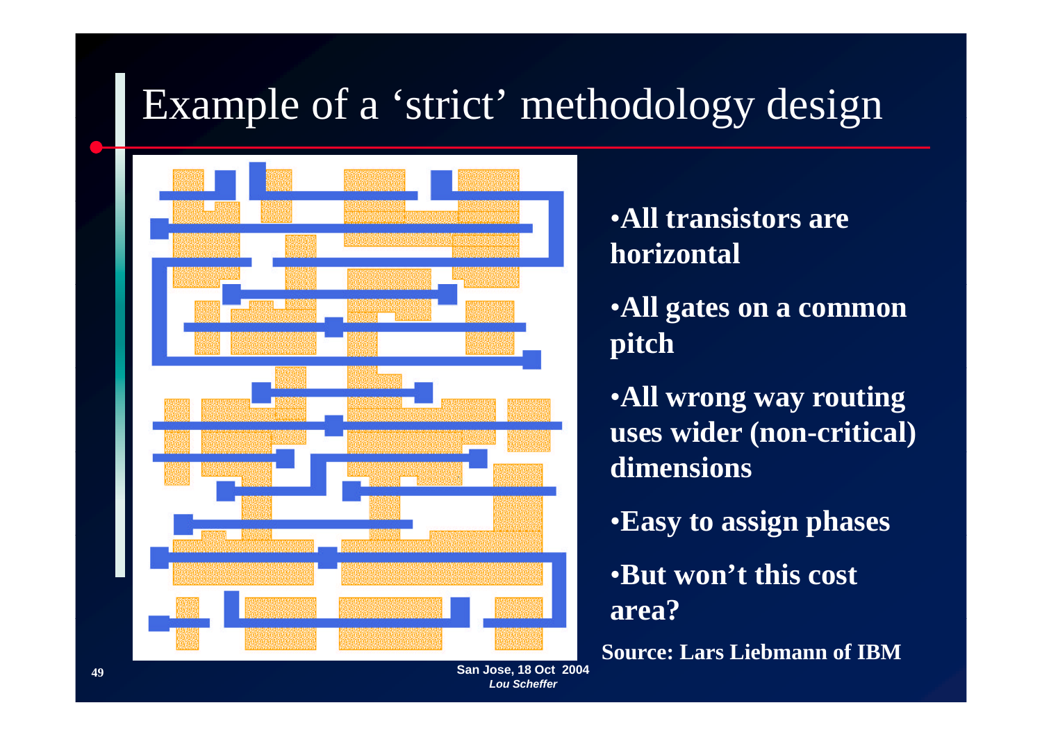# Example of a 'strict' methodology design

- **All transistors are horizontal**
- **All gates on a common pitch**
- **All wrong way routing uses wider (non-critical) dimensions**
- **Easy to assign phases**
- **But won't this cost area?**

**Source: Lars Liebmann of IBM**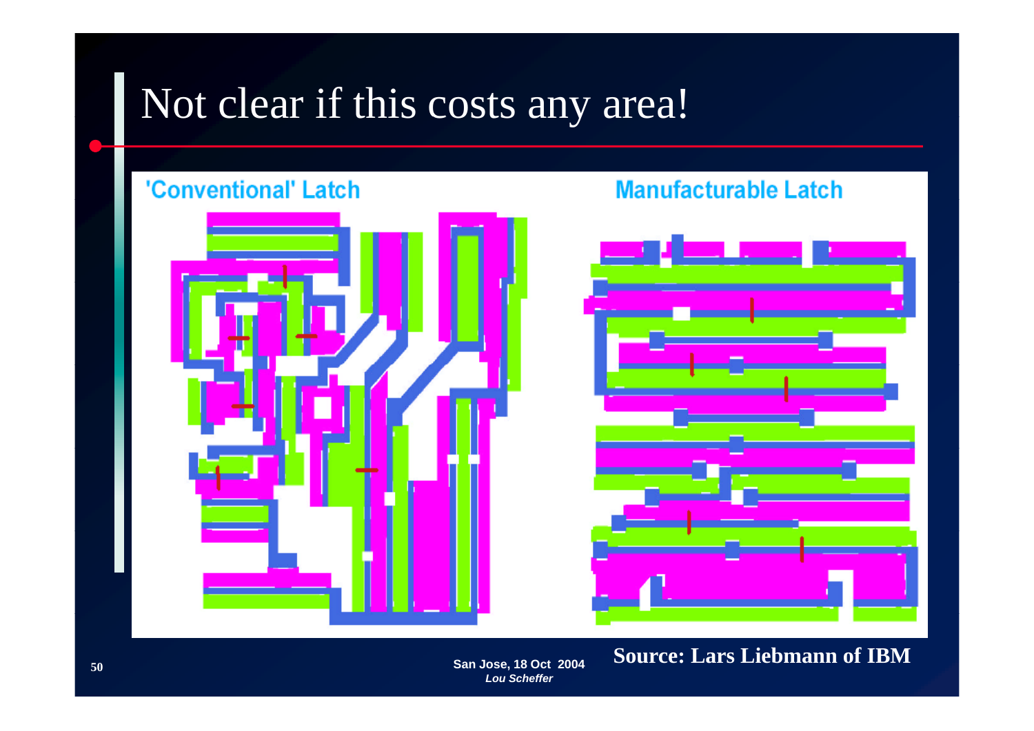# Not clear if this costs any area!

'Conventional' Latch

Manufacturable Latch

**Source: Lars Liebmann of IBM**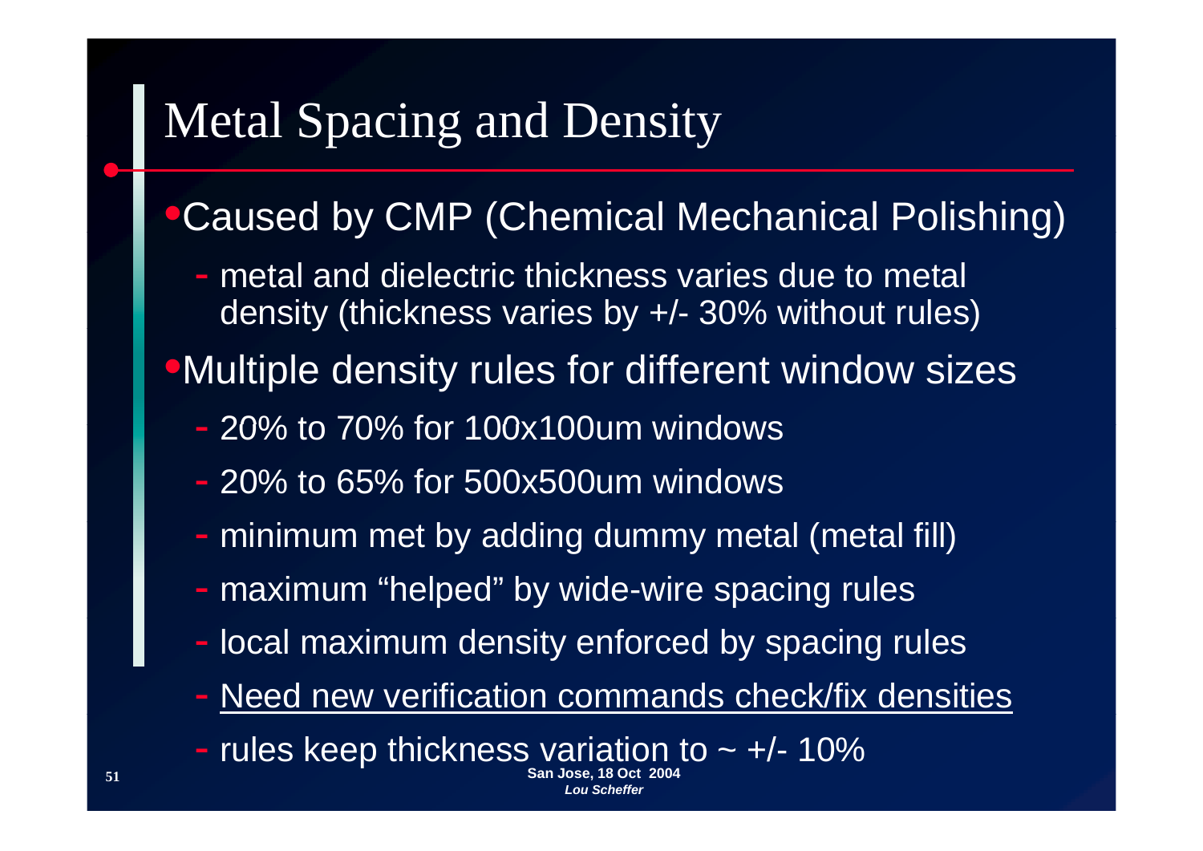# Metal Spacing and Density

- Caused by CMP (Chemical Mechanical Polishing)
  - metal and dielectric thickness varies due to metal density (thickness varies by +/- 30% without rules)
- Multiple density rules for different window sizes
  - 20% to 70% for 100x100um windows
  - 20% to 65% for 500x500um windows
  - minimum met by adding dummy metal (metal fill)
  - maximum "helped" by wide-wire spacing rules
  - local maximum density enforced by spacing rules
  - <u>Need new verification commands check/fix densities</u>
  - rules keep thickness variation to ~ +/- 10%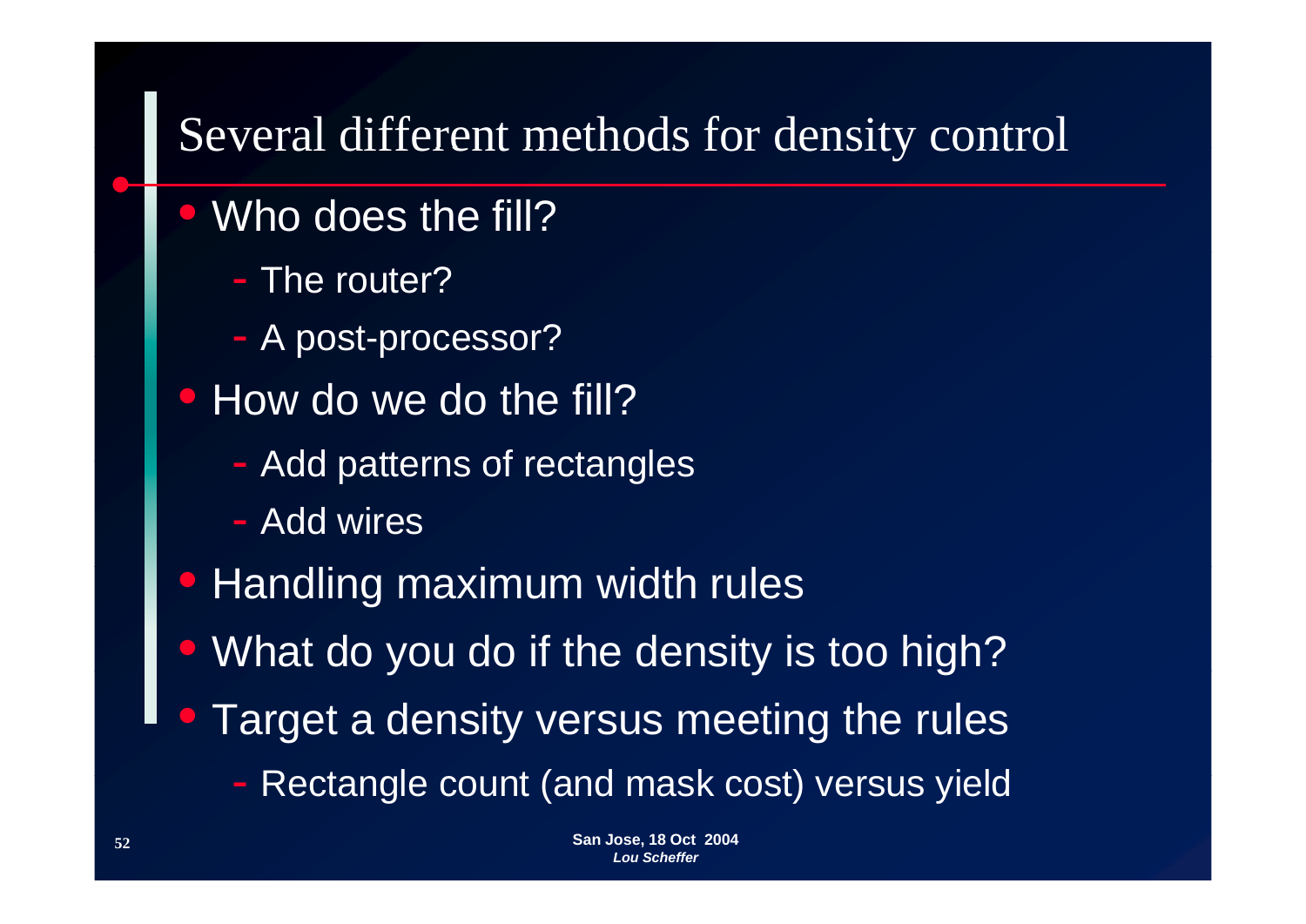# Several different methods for density control

- Who does the fill?
  - The router?
  - A post-processor?
- How do we do the fill?
  - Add patterns of rectangles
  - Add wires
- Handling maximum width rules
- What do you do if the density is too high?
- Target a density versus meeting the rules
  - Rectangle count (and mask cost) versus yield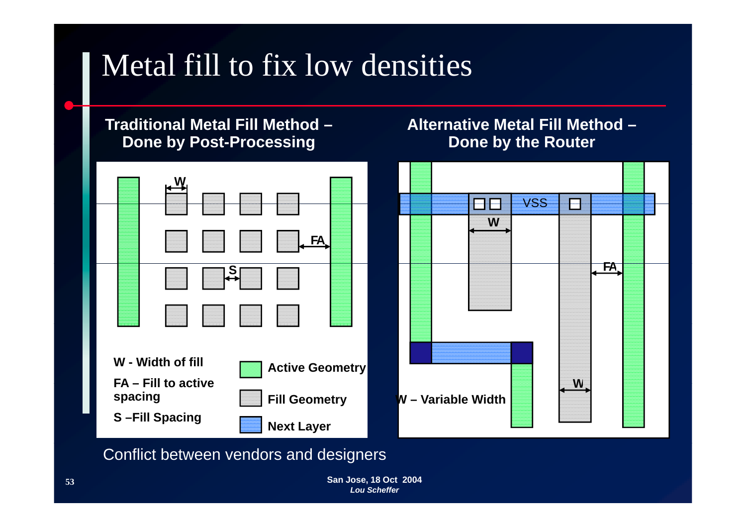# Metal fill to fix low densities

**Traditional Metal Fill Method – Done by Post-Processing**

W

FA

S

**W - Width of fill**

**FA – Fill to active spacing**

**S –Fill Spacing**

**Active Geometry**

**Fill Geometry**

**Next Layer**

**Alternative Metal Fill Method – Done by the Router**

VSS

W

FA

W

**W – Variable Width**

Conflict between vendors and designers

**San Jose, 18 Oct 2004**
***Lou Scheffer***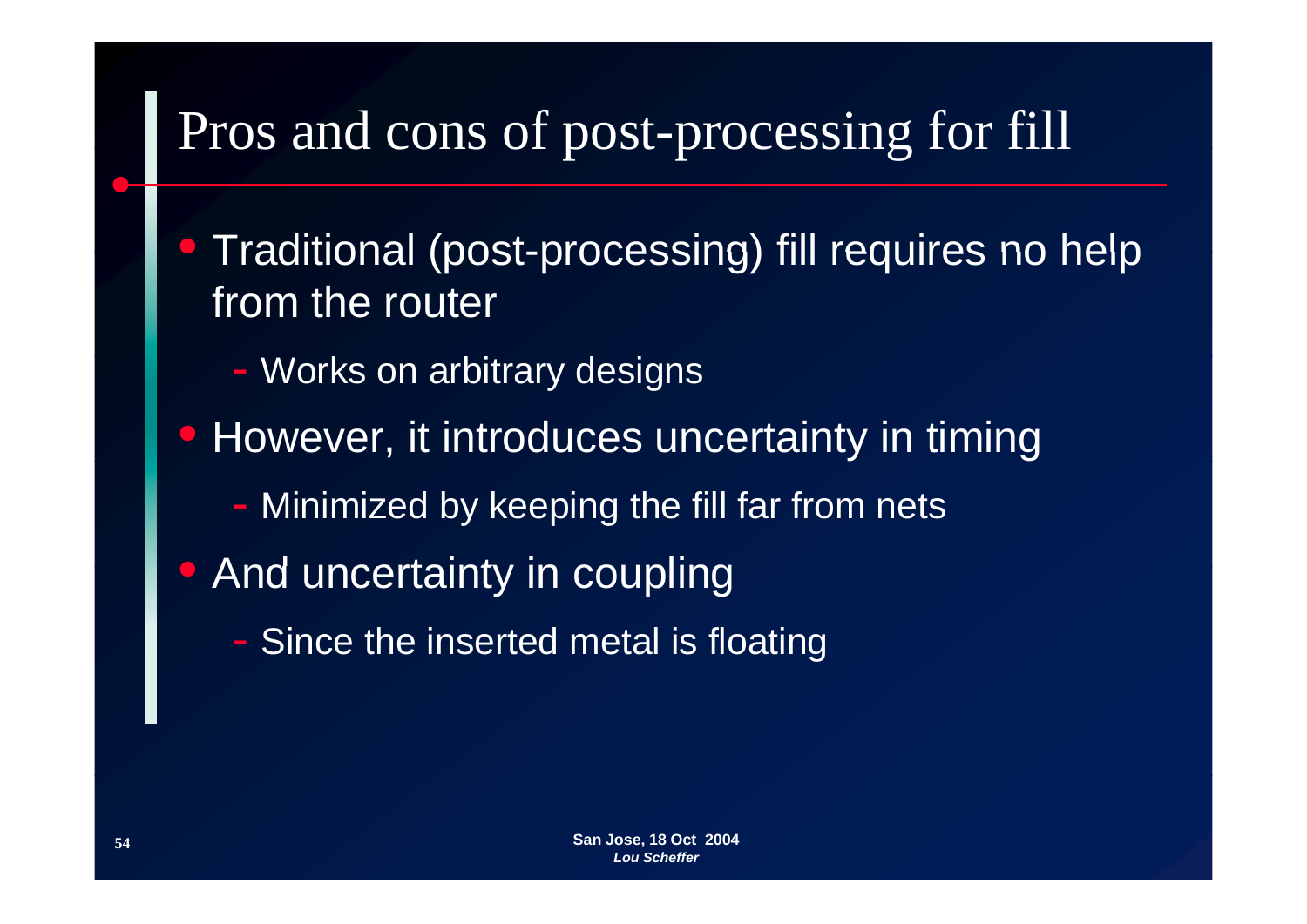# Pros and cons of post-processing for fill

- Traditional (post-processing) fill requires no help from the router
  - Works on arbitrary designs
- However, it introduces uncertainty in timing
  - Minimized by keeping the fill far from nets
- And uncertainty in coupling
  - Since the inserted metal is floating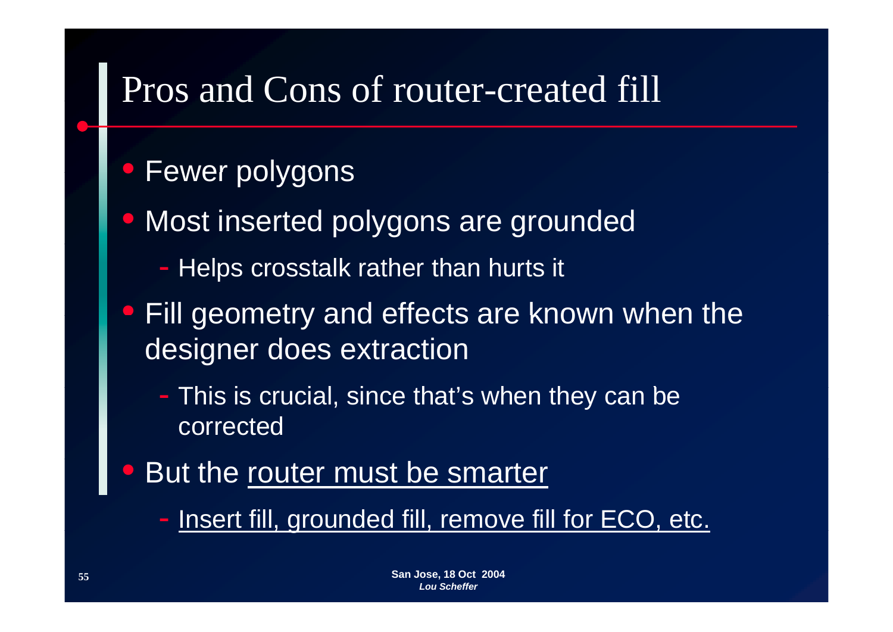# Pros and Cons of router-created fill

- Fewer polygons
- Most inserted polygons are grounded
  - Helps crosstalk rather than hurts it
- Fill geometry and effects are known when the designer does extraction
  - This is crucial, since that's when they can be corrected
- But the <u>router must be smarter</u>
  - <u>Insert fill, grounded fill, remove fill for ECO, etc.</u>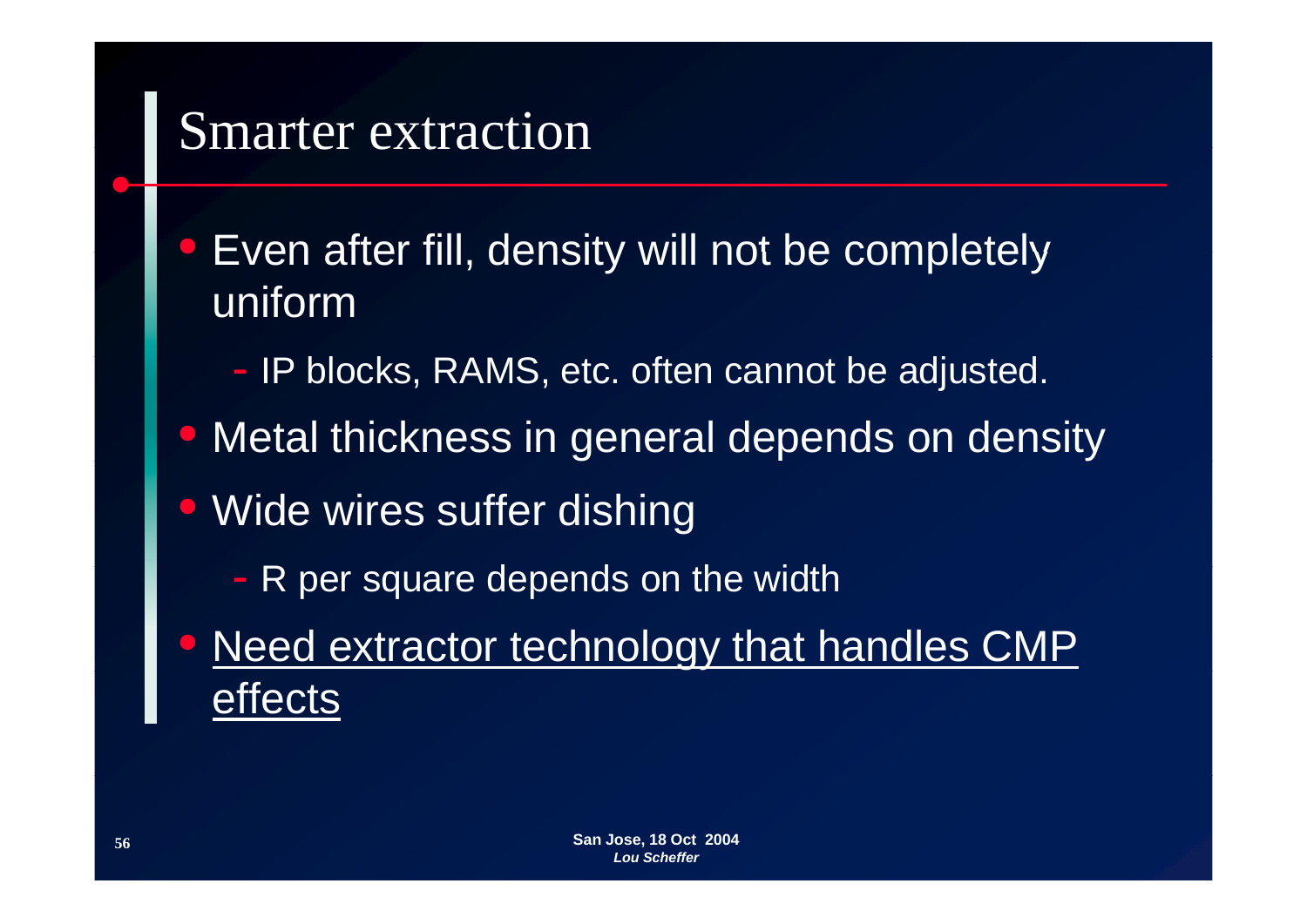# Smarter extraction

- Even after fill, density will not be completely uniform
  - IP blocks, RAMS, etc. often cannot be adjusted.
- Metal thickness in general depends on density
- Wide wires suffer dishing
  - R per square depends on the width
- <u>Need extractor technology that handles CMP effects</u>

**San Jose, 18 Oct 2004**
***Lou Scheffer***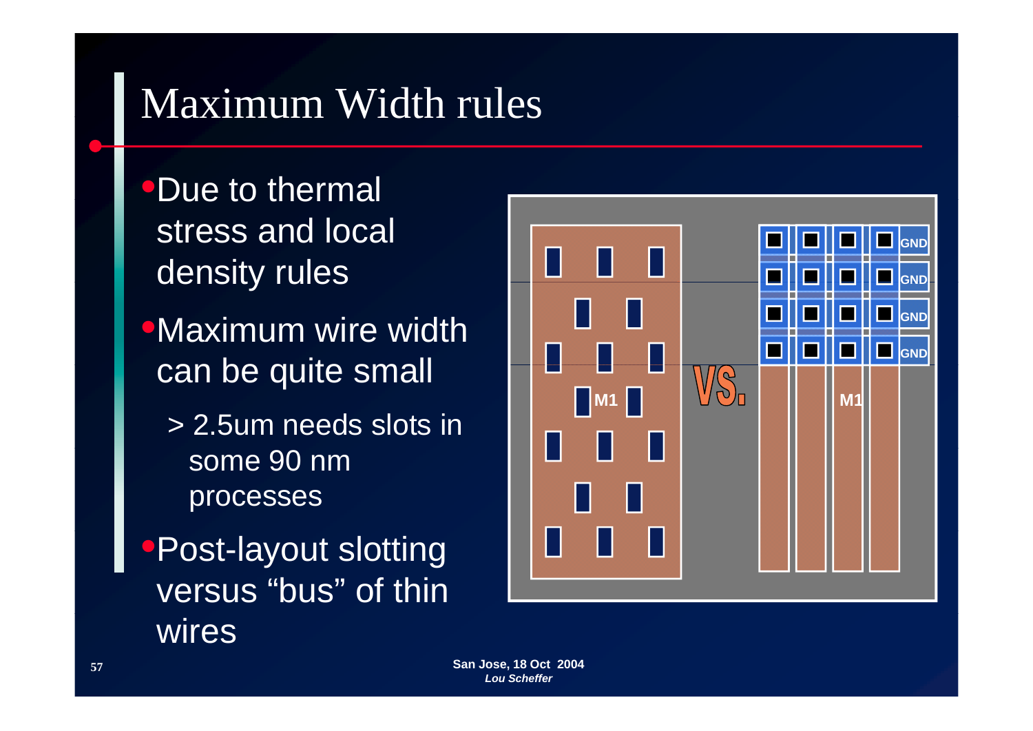# Maximum Width rules

- Due to thermal stress and local density rules
- Maximum wire width can be quite small
  - > 2.5um needs slots in some 90 nm processes
- Post-layout slotting versus "bus" of thin wires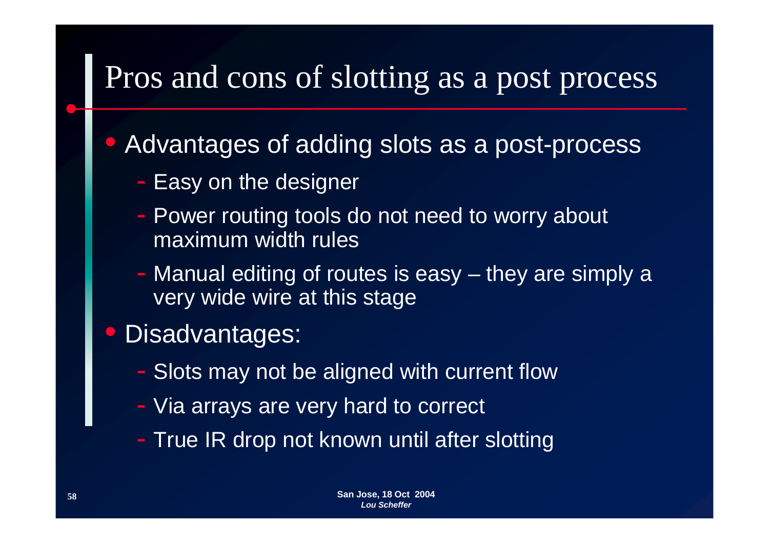# Pros and cons of slotting as a post process

- Advantages of adding slots as a post-process
  - Easy on the designer
  - Power routing tools do not need to worry about maximum width rules
  - Manual editing of routes is easy – they are simply a very wide wire at this stage
- Disadvantages:
  - Slots may not be aligned with current flow
  - Via arrays are very hard to correct
  - True IR drop not known until after slotting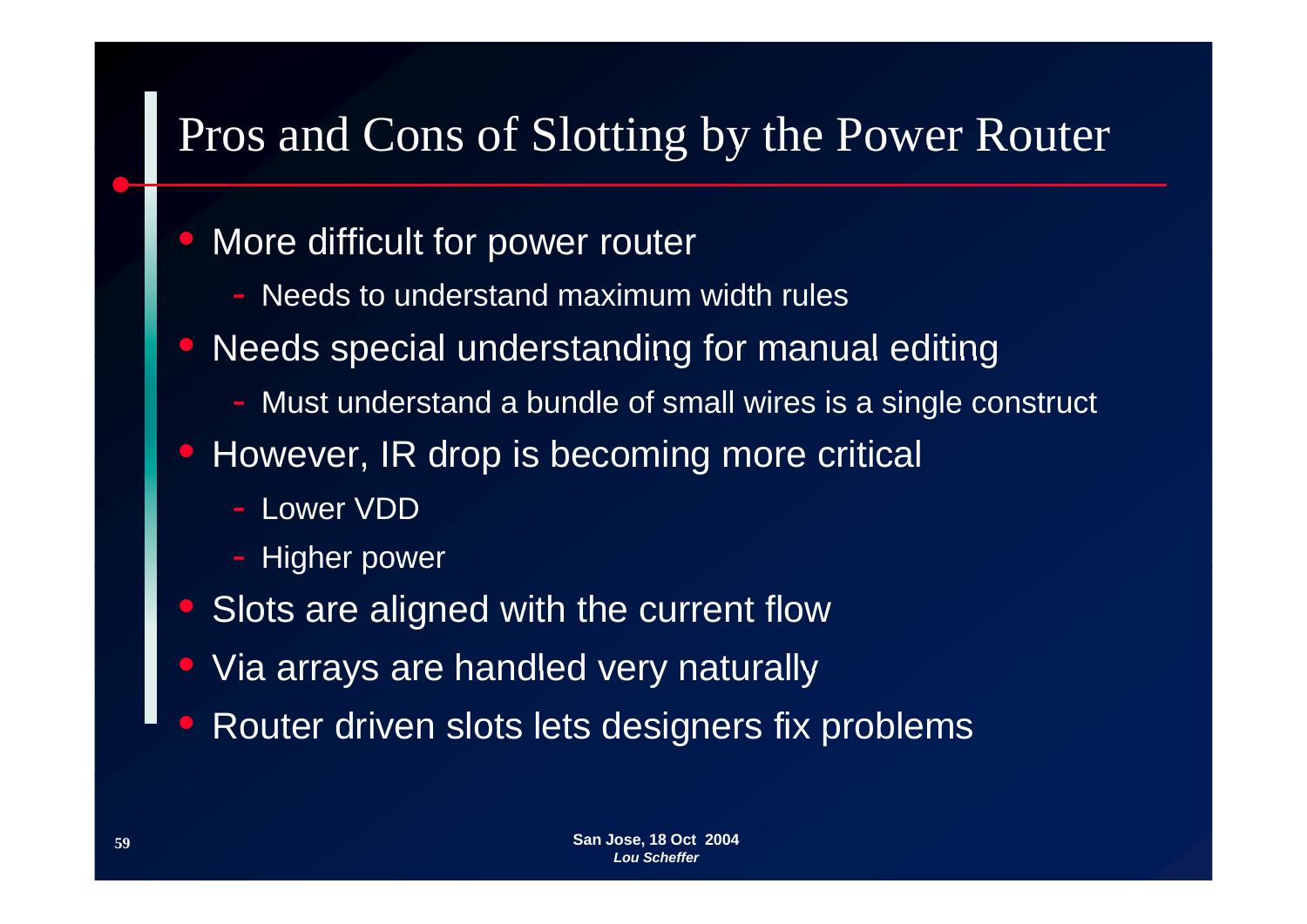# Pros and Cons of Slotting by the Power Router

- More difficult for power router
  - Needs to understand maximum width rules
- Needs special understanding for manual editing
  - Must understand a bundle of small wires is a single construct
- However, IR drop is becoming more critical
  - Lower VDD
  - Higher power
- Slots are aligned with the current flow
- Via arrays are handled very naturally
- Router driven slots lets designers fix problems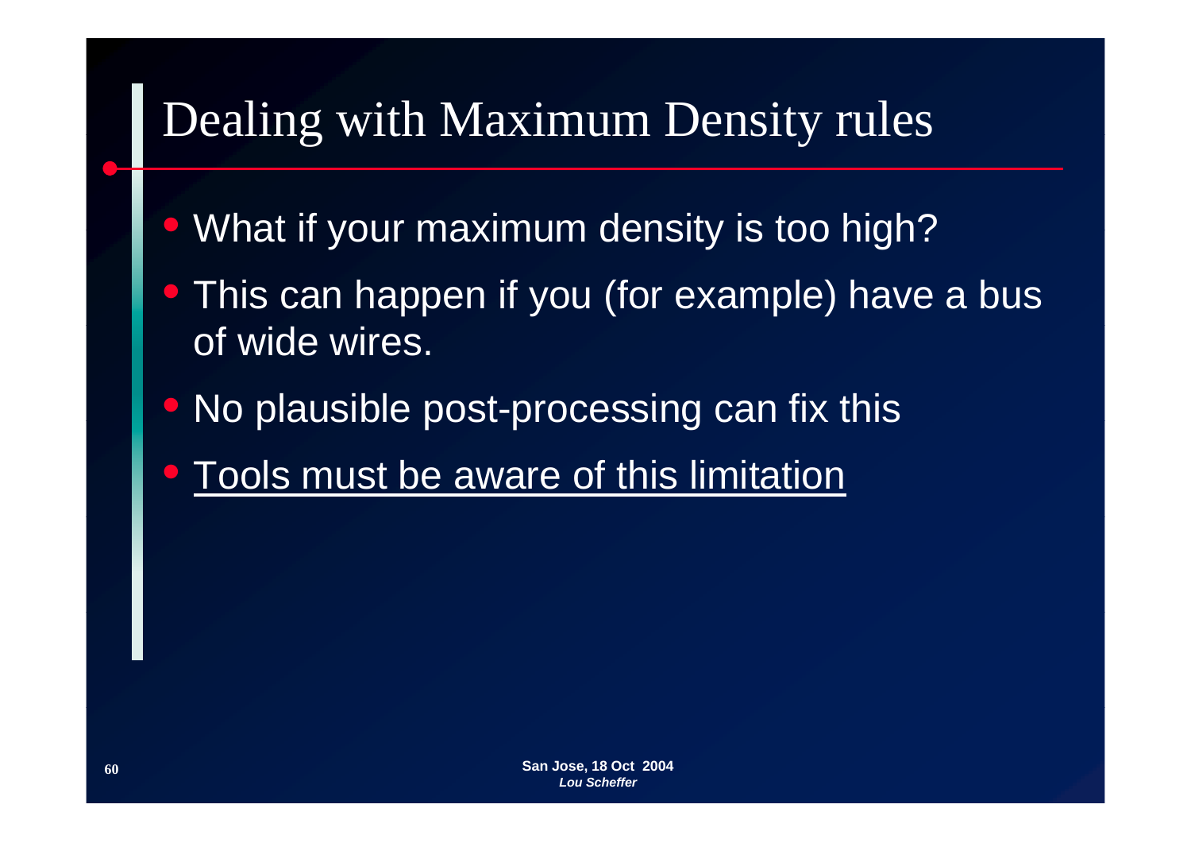# Dealing with Maximum Density rules

- What if your maximum density is too high?
- This can happen if you (for example) have a bus of wide wires.
- No plausible post-processing can fix this
- <u>Tools must be aware of this limitation</u>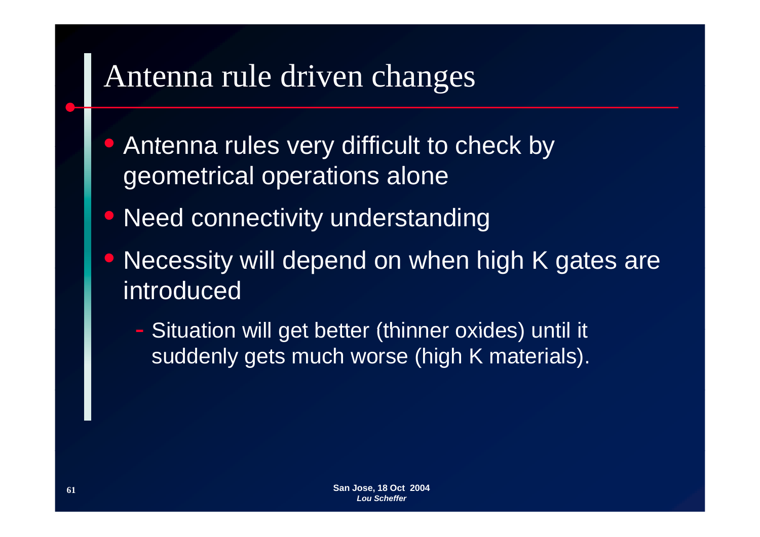# Antenna rule driven changes

- Antenna rules very difficult to check by geometrical operations alone
- Need connectivity understanding
- Necessity will depend on when high K gates are introduced
  - Situation will get better (thinner oxides) until it suddenly gets much worse (high K materials).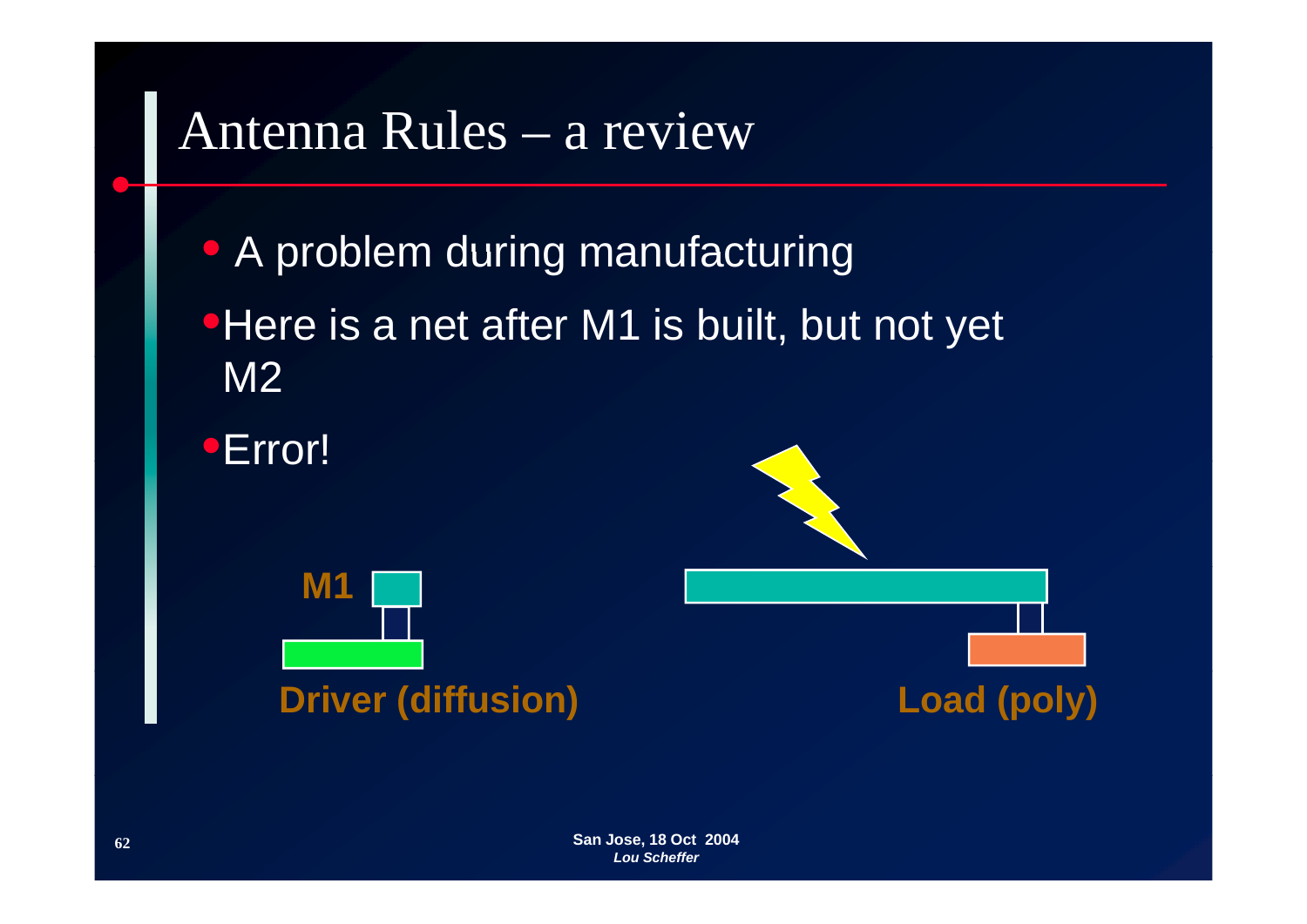# Antenna Rules – a review

- A problem during manufacturing
- Here is a net after M1 is built, but not yet M2
- Error!

M1

Driver (diffusion)

Load (poly)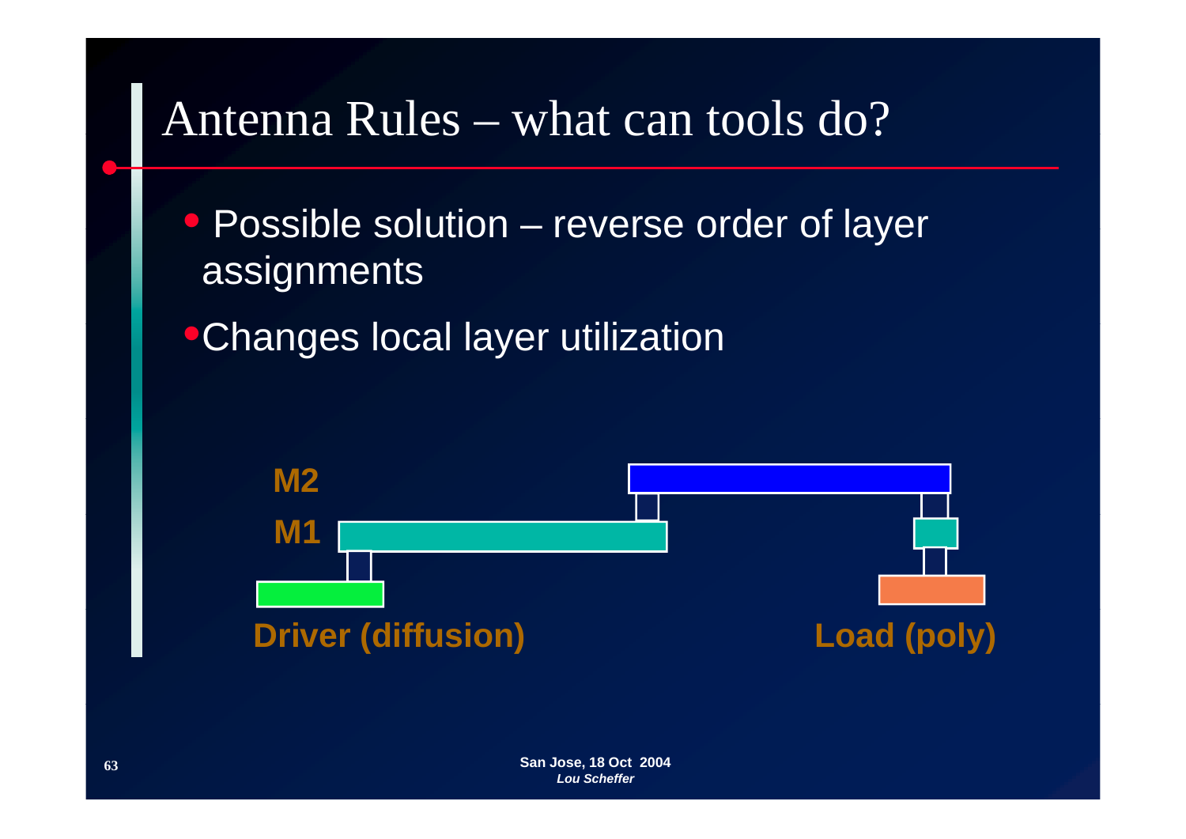# Antenna Rules – what can tools do?

- Possible solution – reverse order of layer assignments
- Changes local layer utilization

M2

M1

Driver (diffusion)

Load (poly)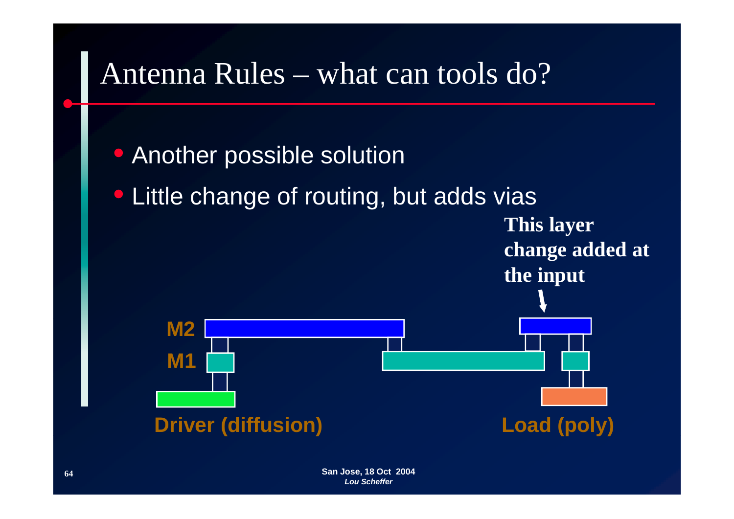# Antenna Rules – what can tools do?

- Another possible solution
- Little change of routing, but adds vias

**This layer change added at the input**

M2

M1

Driver (diffusion)

Load (poly)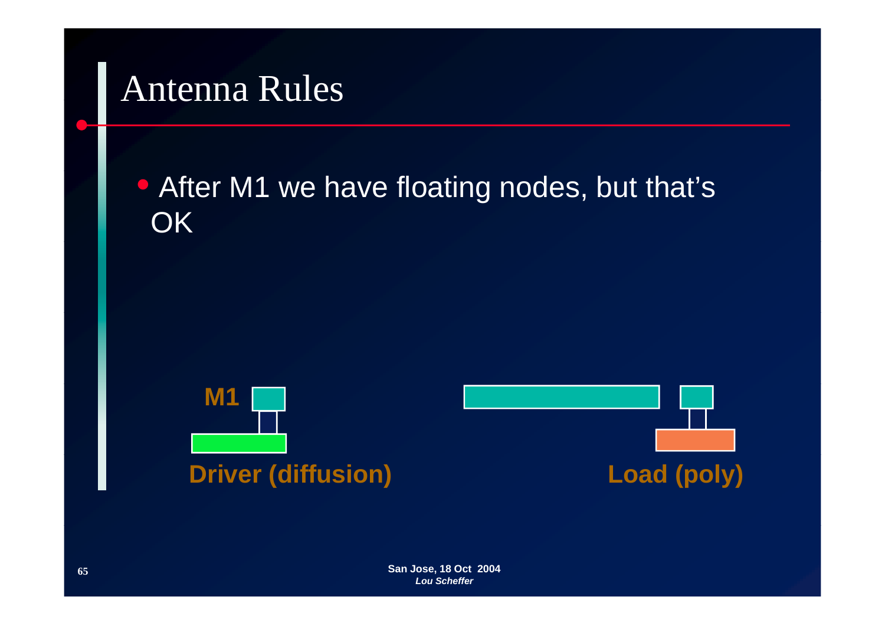# Antenna Rules

- After M1 we have floating nodes, but that's OK

M1

Driver (diffusion)

Load (poly)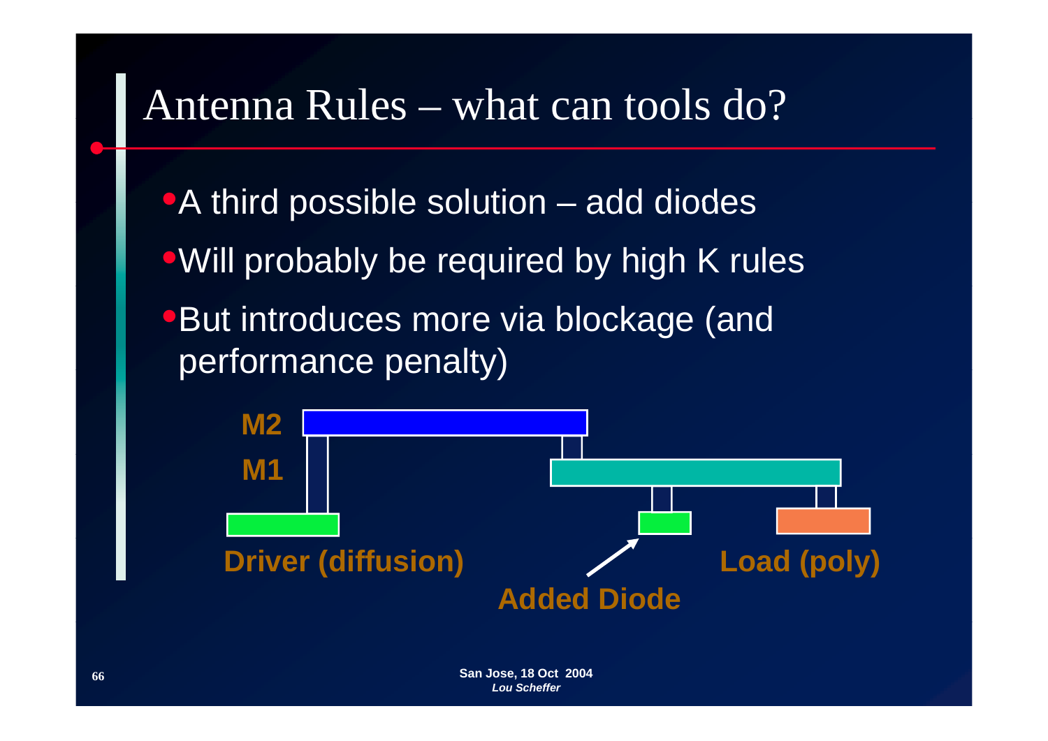# Antenna Rules – what can tools do?

- A third possible solution – add diodes
- Will probably be required by high K rules
- But introduces more via blockage (and performance penalty)

M2

M1

Driver (diffusion)

Added Diode

Load (poly)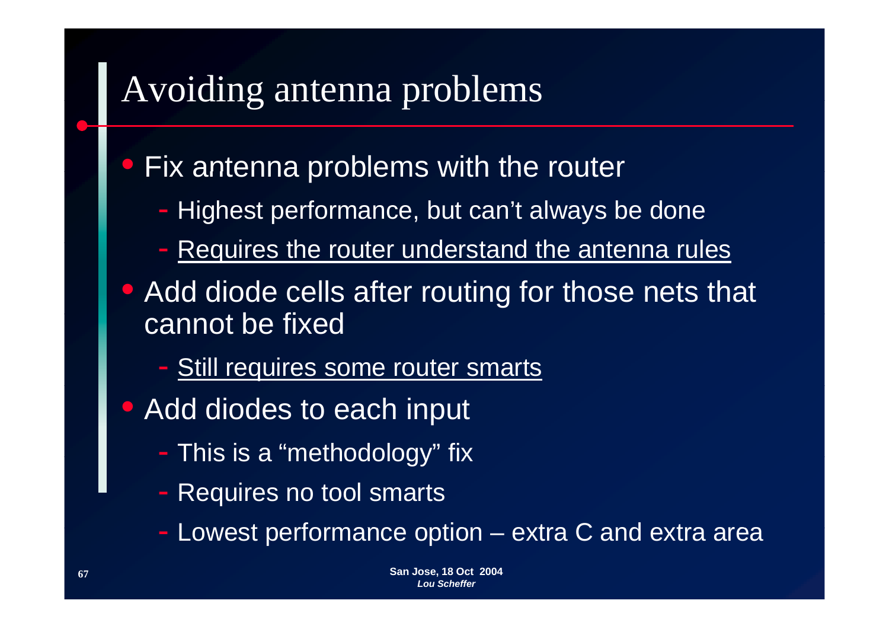# Avoiding antenna problems

- Fix antenna problems with the router
  - Highest performance, but can't always be done
  - <u>Requires the router understand the antenna rules</u>
- Add diode cells after routing for those nets that cannot be fixed
  - <u>Still requires some router smarts</u>
- Add diodes to each input
  - This is a "methodology" fix
  - Requires no tool smarts
  - Lowest performance option – extra C and extra area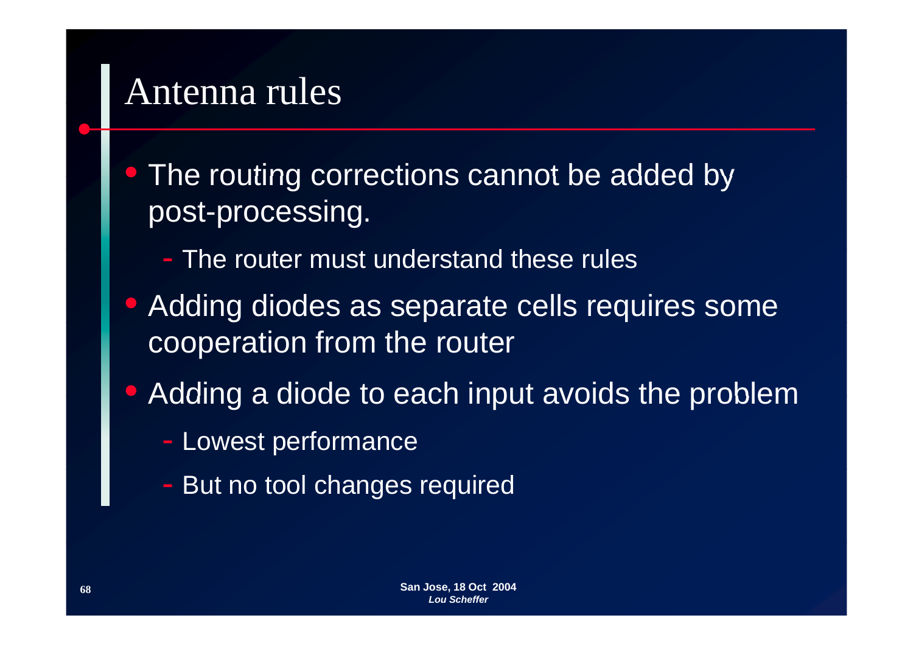# Antenna rules

- The routing corrections cannot be added by post-processing.
  - The router must understand these rules
- Adding diodes as separate cells requires some cooperation from the router
- Adding a diode to each input avoids the problem
  - Lowest performance
  - But no tool changes required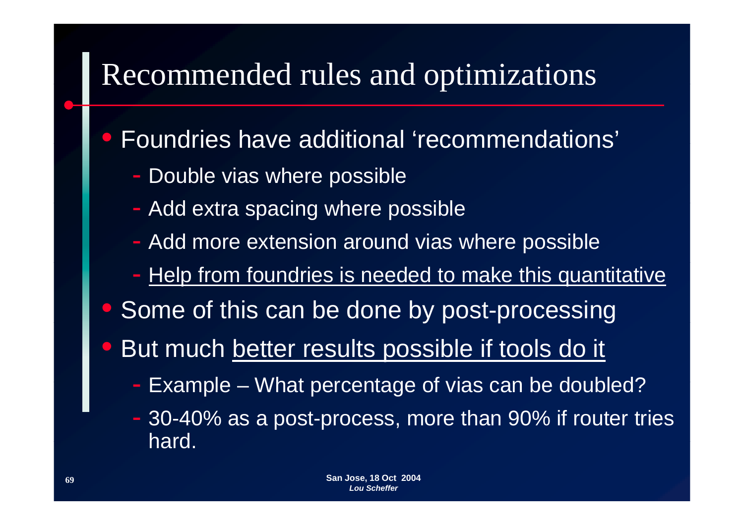# Recommended rules and optimizations

- Foundries have additional 'recommendations'
  - Double vias where possible
  - Add extra spacing where possible
  - Add more extension around vias where possible
  - <u>Help from foundries is needed to make this quantitative</u>
- Some of this can be done by post-processing
- But much <u>better results possible if tools do it</u>
  - Example – What percentage of vias can be doubled?
  - 30-40% as a post-process, more than 90% if router tries hard.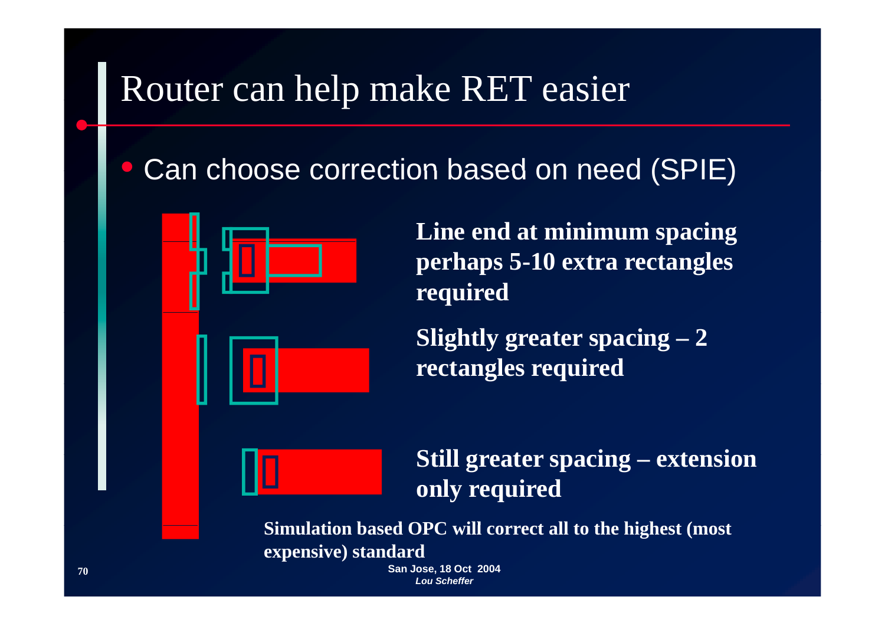# Router can help make RET easier

- Can choose correction based on need (SPIE)

**Line end at minimum spacing perhaps 5-10 extra rectangles required**

**Slightly greater spacing – 2 rectangles required**

**Still greater spacing – extension only required**

**Simulation based OPC will correct all to the highest (most expensive) standard**

**San Jose, 18 Oct 2004**
***Lou Scheffer***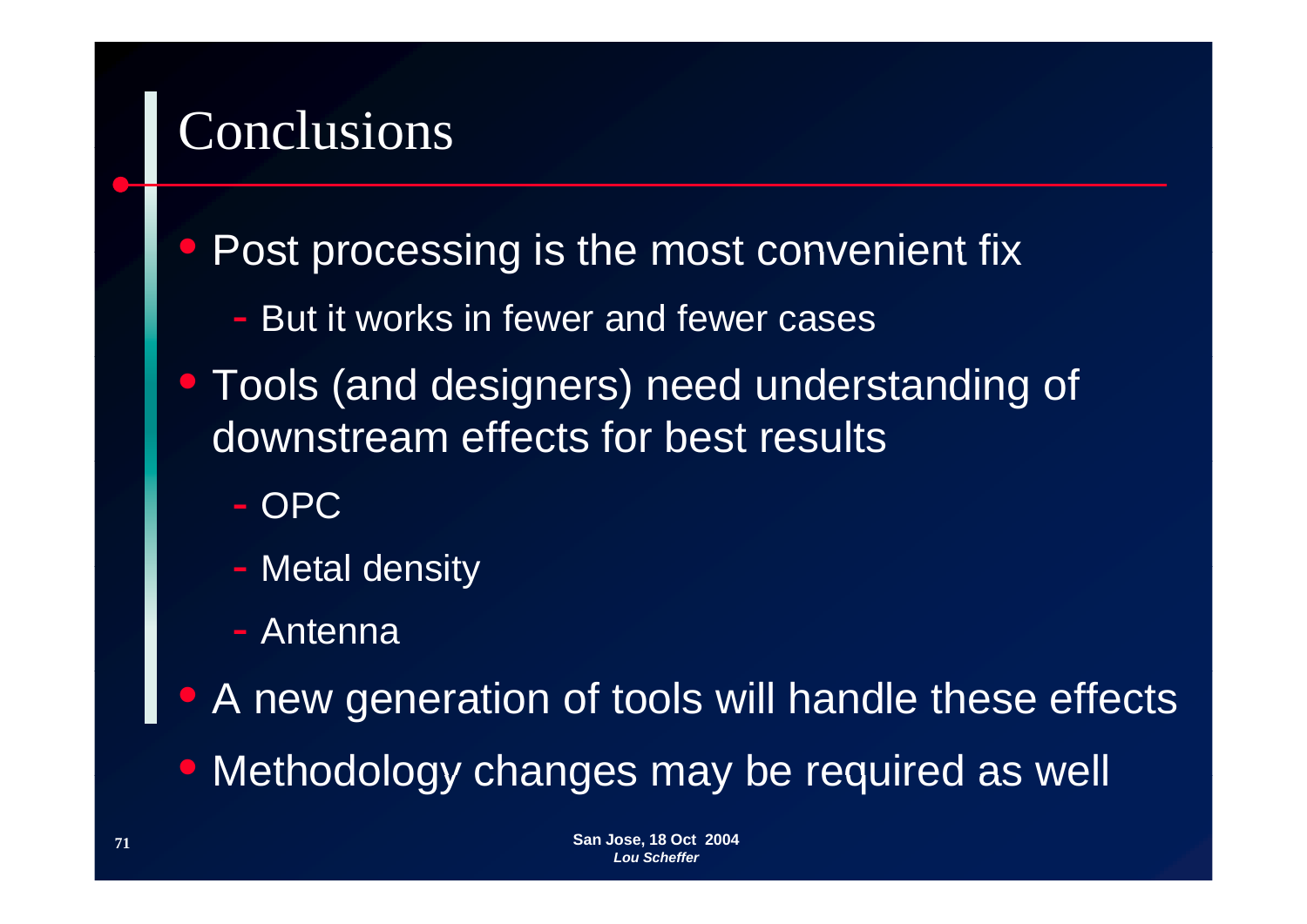# Conclusions

- Post processing is the most convenient fix
  - But it works in fewer and fewer cases
- Tools (and designers) need understanding of downstream effects for best results
  - OPC
  - Metal density
  - Antenna
- A new generation of tools will handle these effects
- Methodology changes may be required as well